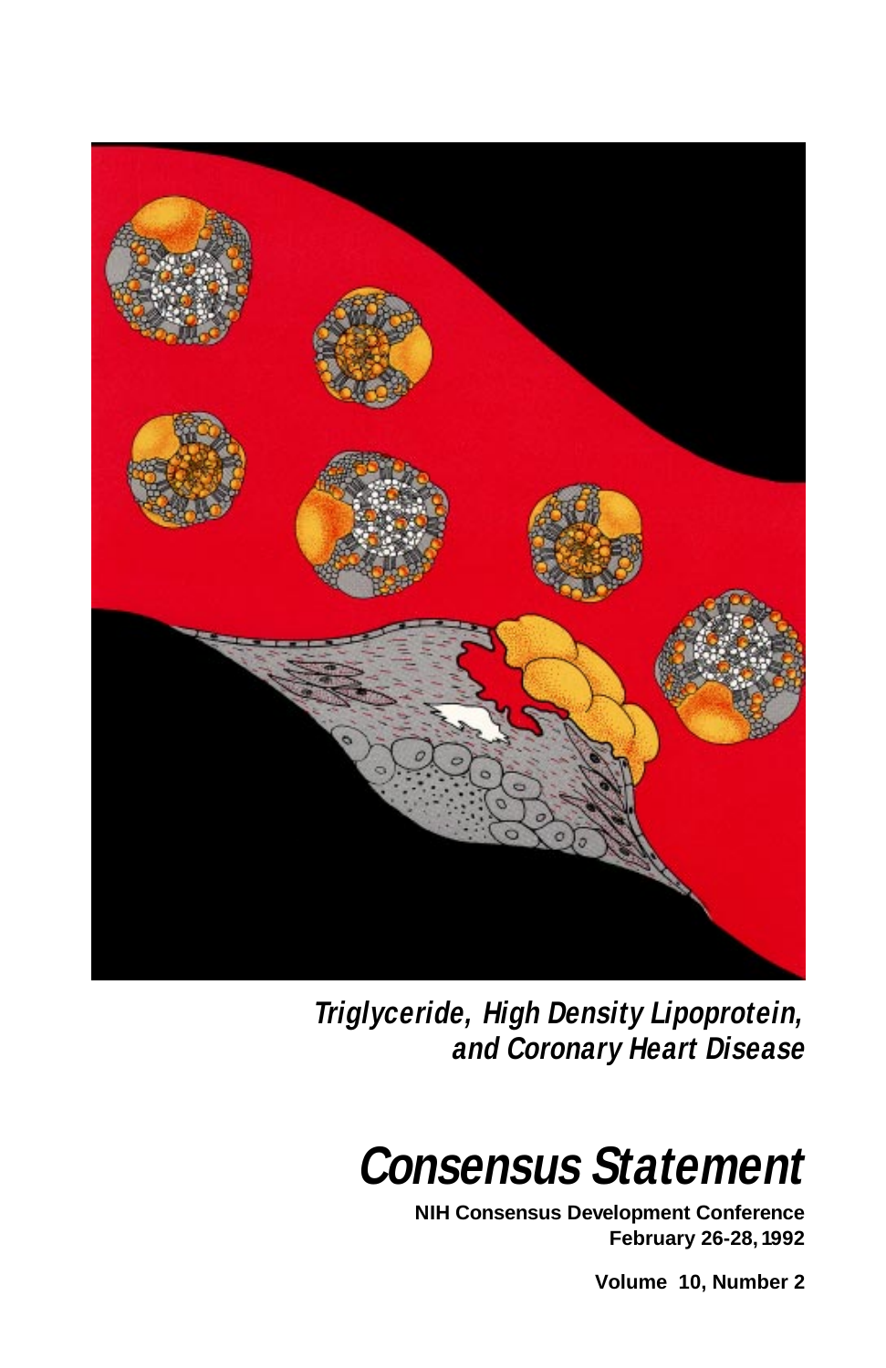# *Triglyceride, High Density Lipoprotein, and Coronary Heart Disease*

# *Consensus Statement*

**NIH Consensus Development Conference**
**February 26-28, 1992**

**Volume 10, Number 2**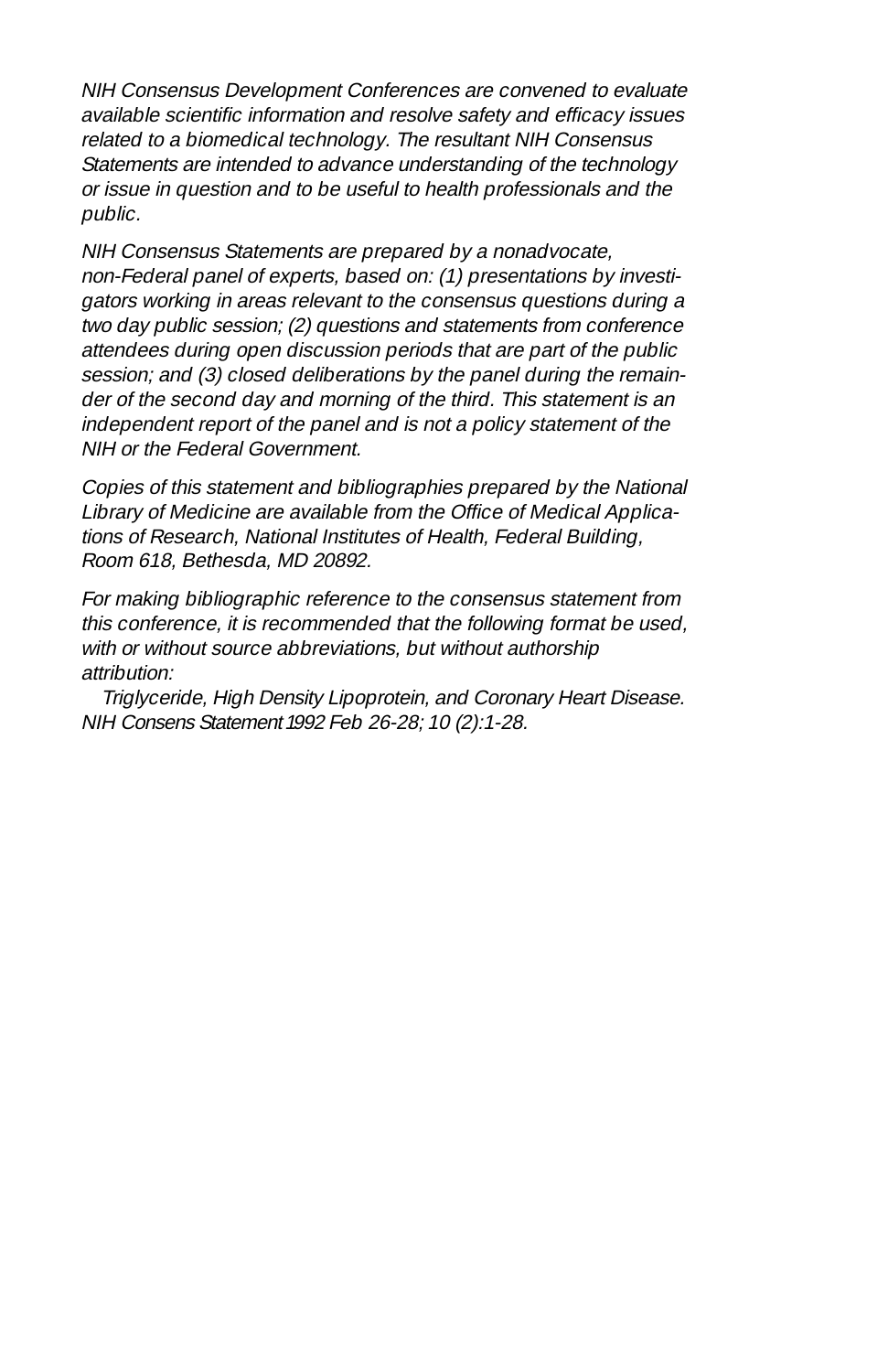*NIH Consensus Development Conferences are convened to evaluate available scientific information and resolve safety and efficacy issues related to a biomedical technology. The resultant NIH Consensus Statements are intended to advance understanding of the technology or issue in question and to be useful to health professionals and the public.*

*NIH Consensus Statements are prepared by a nonadvocate, non-Federal panel of experts, based on: (1) presentations by investigators working in areas relevant to the consensus questions during a two day public session; (2) questions and statements from conference attendees during open discussion periods that are part of the public session; and (3) closed deliberations by the panel during the remainder of the second day and morning of the third. This statement is an independent report of the panel and is not a policy statement of the NIH or the Federal Government.*

*Copies of this statement and bibliographies prepared by the National Library of Medicine are available from the Office of Medical Applications of Research, National Institutes of Health, Federal Building, Room 618, Bethesda, MD 20892.*

*For making bibliographic reference to the consensus statement from this conference, it is recommended that the following format be used, with or without source abbreviations, but without authorship attribution:*

*Triglyceride, High Density Lipoprotein, and Coronary Heart Disease. NIH Consens Statement 1992 Feb 26-28; 10 (2):1-28.*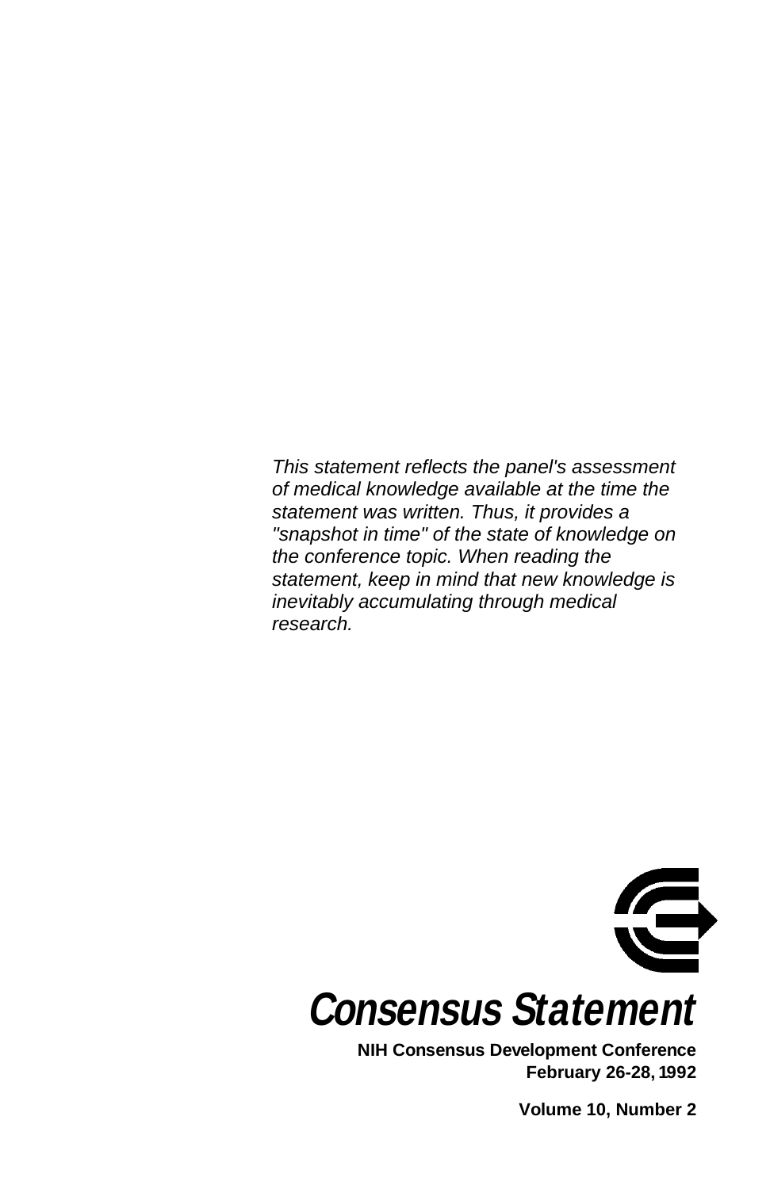*This statement reflects the panel's assessment of medical knowledge available at the time the statement was written. Thus, it provides a "snapshot in time" of the state of knowledge on the conference topic. When reading the statement, keep in mind that new knowledge is inevitably accumulating through medical research.*

# Consensus Statement

**NIH Consensus Development Conference**
**February 26-28, 1992**

**Volume 10, Number 2**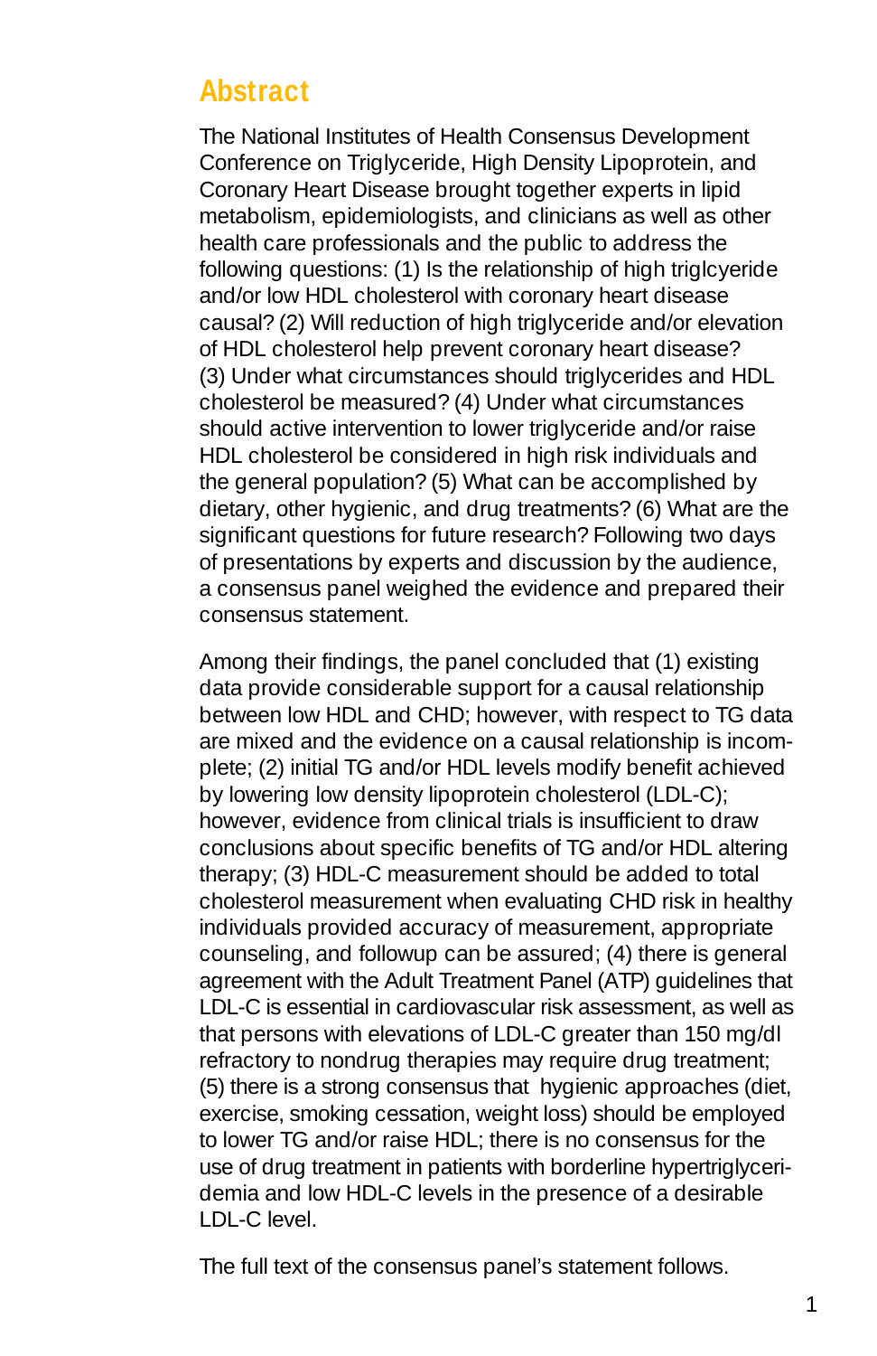# Abstract

The National Institutes of Health Consensus Development Conference on Triglyceride, High Density Lipoprotein, and Coronary Heart Disease brought together experts in lipid metabolism, epidemiologists, and clinicians as well as other health care professionals and the public to address the following questions: (1) Is the relationship of high triglcyeride and/or low HDL cholesterol with coronary heart disease causal? (2) Will reduction of high triglyceride and/or elevation of HDL cholesterol help prevent coronary heart disease? (3) Under what circumstances should triglycerides and HDL cholesterol be measured? (4) Under what circumstances should active intervention to lower triglyceride and/or raise HDL cholesterol be considered in high risk individuals and the general population? (5) What can be accomplished by dietary, other hygienic, and drug treatments? (6) What are the significant questions for future research? Following two days of presentations by experts and discussion by the audience, a consensus panel weighed the evidence and prepared their consensus statement.

Among their findings, the panel concluded that (1) existing data provide considerable support for a causal relationship between low HDL and CHD; however, with respect to TG data are mixed and the evidence on a causal relationship is incomplete; (2) initial TG and/or HDL levels modify benefit achieved by lowering low density lipoprotein cholesterol (LDL-C); however, evidence from clinical trials is insufficient to draw conclusions about specific benefits of TG and/or HDL altering therapy; (3) HDL-C measurement should be added to total cholesterol measurement when evaluating CHD risk in healthy individuals provided accuracy of measurement, appropriate counseling, and followup can be assured; (4) there is general agreement with the Adult Treatment Panel (ATP) guidelines that LDL-C is essential in cardiovascular risk assessment, as well as that persons with elevations of LDL-C greater than 150 mg/dl refractory to nondrug therapies may require drug treatment; (5) there is a strong consensus that hygienic approaches (diet, exercise, smoking cessation, weight loss) should be employed to lower TG and/or raise HDL; there is no consensus for the use of drug treatment in patients with borderline hypertriglyceridemia and low HDL-C levels in the presence of a desirable LDL-C level.

The full text of the consensus panel's statement follows.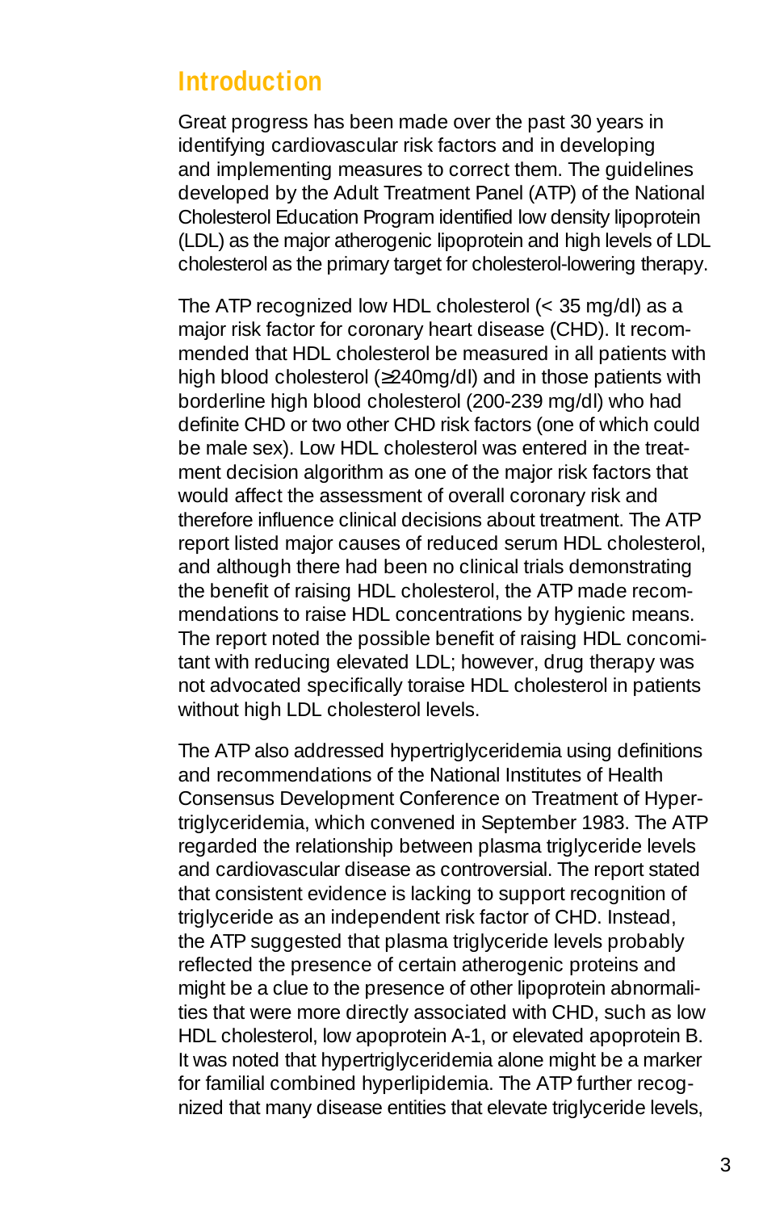## Introduction

Great progress has been made over the past 30 years in identifying cardiovascular risk factors and in developing and implementing measures to correct them. The guidelines developed by the Adult Treatment Panel (ATP) of the National Cholesterol Education Program identified low density lipoprotein (LDL) as the major atherogenic lipoprotein and high levels of LDL cholesterol as the primary target for cholesterol-lowering therapy.

The ATP recognized low HDL cholesterol (< 35 mg/dl) as a major risk factor for coronary heart disease (CHD). It recommended that HDL cholesterol be measured in all patients with high blood cholesterol (≥240mg/dl) and in those patients with borderline high blood cholesterol (200-239 mg/dl) who had definite CHD or two other CHD risk factors (one of which could be male sex). Low HDL cholesterol was entered in the treatment decision algorithm as one of the major risk factors that would affect the assessment of overall coronary risk and therefore influence clinical decisions about treatment. The ATP report listed major causes of reduced serum HDL cholesterol, and although there had been no clinical trials demonstrating the benefit of raising HDL cholesterol, the ATP made recommendations to raise HDL concentrations by hygienic means. The report noted the possible benefit of raising HDL concomitant with reducing elevated LDL; however, drug therapy was not advocated specifically toraise HDL cholesterol in patients without high LDL cholesterol levels.

The ATP also addressed hypertriglyceridemia using definitions and recommendations of the National Institutes of Health Consensus Development Conference on Treatment of Hypertriglyceridemia, which convened in September 1983. The ATP regarded the relationship between plasma triglyceride levels and cardiovascular disease as controversial. The report stated that consistent evidence is lacking to support recognition of triglyceride as an independent risk factor of CHD. Instead, the ATP suggested that plasma triglyceride levels probably reflected the presence of certain atherogenic proteins and might be a clue to the presence of other lipoprotein abnormalities that were more directly associated with CHD, such as low HDL cholesterol, low apoprotein A-1, or elevated apoprotein B. It was noted that hypertriglyceridemia alone might be a marker for familial combined hyperlipidemia. The ATP further recognized that many disease entities that elevate triglyceride levels,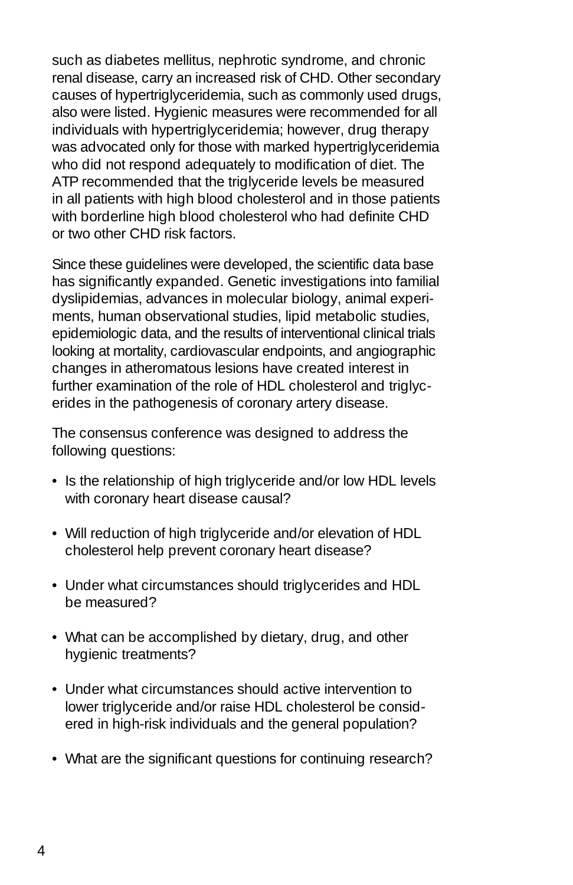such as diabetes mellitus, nephrotic syndrome, and chronic renal disease, carry an increased risk of CHD. Other secondary causes of hypertriglyceridemia, such as commonly used drugs, also were listed. Hygienic measures were recommended for all individuals with hypertriglyceridemia; however, drug therapy was advocated only for those with marked hypertriglyceridemia who did not respond adequately to modification of diet. The ATP recommended that the triglyceride levels be measured in all patients with high blood cholesterol and in those patients with borderline high blood cholesterol who had definite CHD or two other CHD risk factors.

Since these guidelines were developed, the scientific data base has significantly expanded. Genetic investigations into familial dyslipidemias, advances in molecular biology, animal experiments, human observational studies, lipid metabolic studies, epidemiologic data, and the results of interventional clinical trials looking at mortality, cardiovascular endpoints, and angiographic changes in atheromatous lesions have created interest in further examination of the role of HDL cholesterol and triglycerides in the pathogenesis of coronary artery disease.

The consensus conference was designed to address the following questions:

- Is the relationship of high triglyceride and/or low HDL levels with coronary heart disease causal?
- Will reduction of high triglyceride and/or elevation of HDL cholesterol help prevent coronary heart disease?
- Under what circumstances should triglycerides and HDL be measured?
- What can be accomplished by dietary, drug, and other hygienic treatments?
- Under what circumstances should active intervention to lower triglyceride and/or raise HDL cholesterol be considered in high-risk individuals and the general population?
- What are the significant questions for continuing research?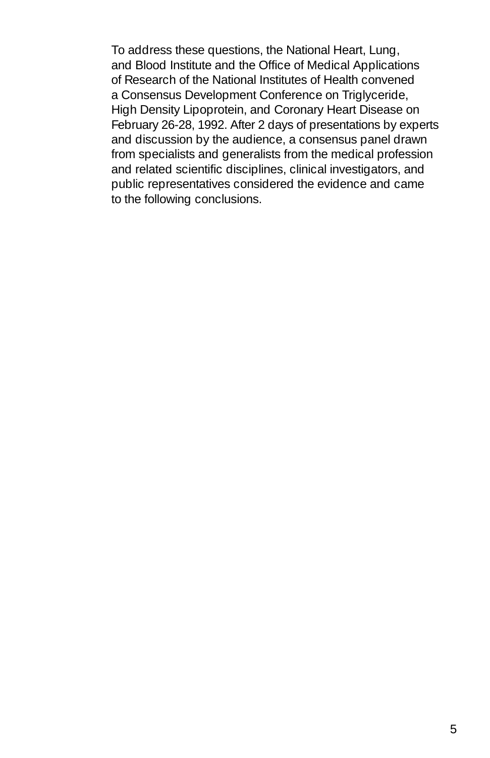To address these questions, the National Heart, Lung, and Blood Institute and the Office of Medical Applications of Research of the National Institutes of Health convened a Consensus Development Conference on Triglyceride, High Density Lipoprotein, and Coronary Heart Disease on February 26-28, 1992. After 2 days of presentations by experts and discussion by the audience, a consensus panel drawn from specialists and generalists from the medical profession and related scientific disciplines, clinical investigators, and public representatives considered the evidence and came to the following conclusions.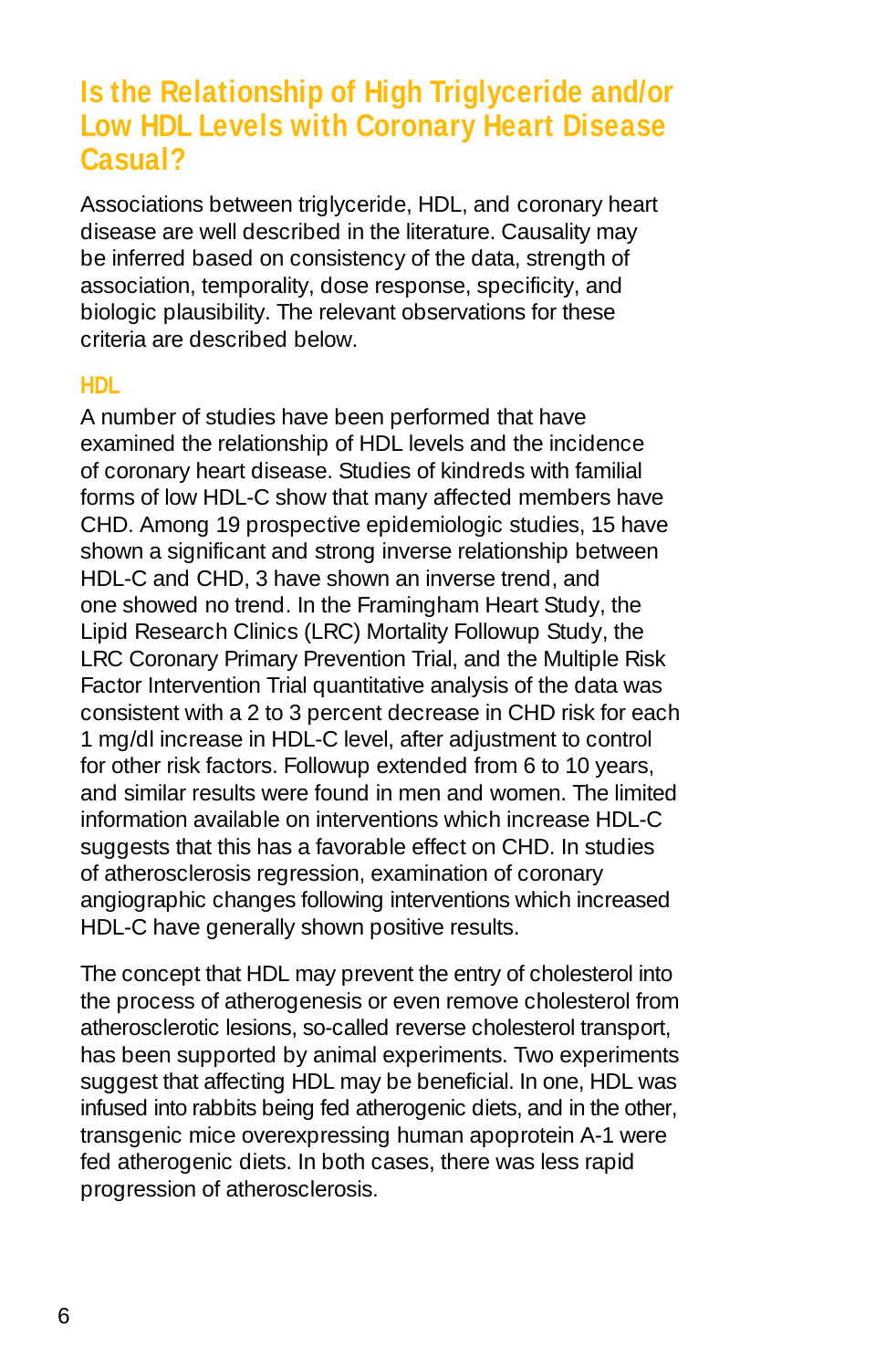## Is the Relationship of High Triglyceride and/or Low HDL Levels with Coronary Heart Disease Casual?

Associations between triglyceride, HDL, and coronary heart disease are well described in the literature. Causality may be inferred based on consistency of the data, strength of association, temporality, dose response, specificity, and biologic plausibility. The relevant observations for these criteria are described below.

### HDL

A number of studies have been performed that have examined the relationship of HDL levels and the incidence of coronary heart disease. Studies of kindreds with familial forms of low HDL-C show that many affected members have CHD. Among 19 prospective epidemiologic studies, 15 have shown a significant and strong inverse relationship between HDL-C and CHD, 3 have shown an inverse trend, and one showed no trend. In the Framingham Heart Study, the Lipid Research Clinics (LRC) Mortality Followup Study, the LRC Coronary Primary Prevention Trial, and the Multiple Risk Factor Intervention Trial quantitative analysis of the data was consistent with a 2 to 3 percent decrease in CHD risk for each 1 mg/dl increase in HDL-C level, after adjustment to control for other risk factors. Followup extended from 6 to 10 years, and similar results were found in men and women. The limited information available on interventions which increase HDL-C suggests that this has a favorable effect on CHD. In studies of atherosclerosis regression, examination of coronary angiographic changes following interventions which increased HDL-C have generally shown positive results.

The concept that HDL may prevent the entry of cholesterol into the process of atherogenesis or even remove cholesterol from atherosclerotic lesions, so-called reverse cholesterol transport, has been supported by animal experiments. Two experiments suggest that affecting HDL may be beneficial. In one, HDL was infused into rabbits being fed atherogenic diets, and in the other, transgenic mice overexpressing human apoprotein A-1 were fed atherogenic diets. In both cases, there was less rapid progression of atherosclerosis.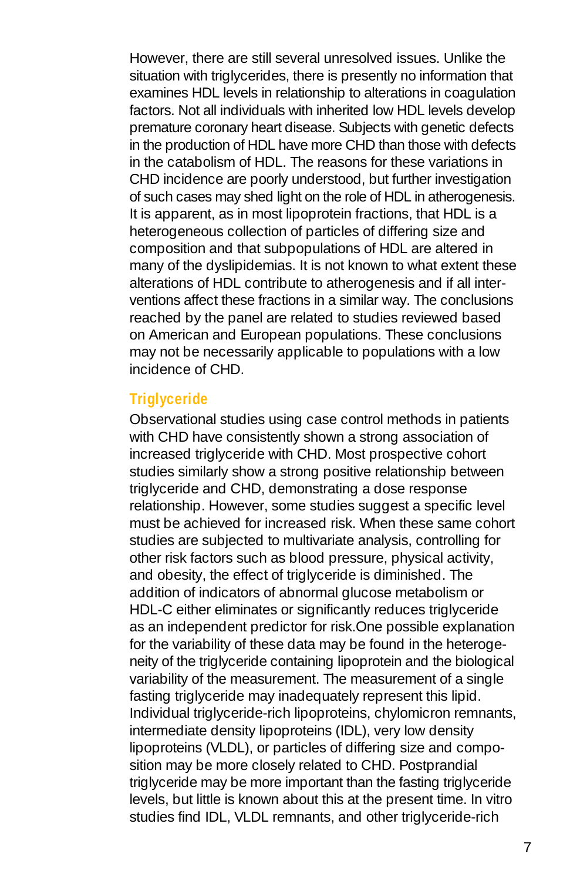However, there are still several unresolved issues. Unlike the situation with triglycerides, there is presently no information that examines HDL levels in relationship to alterations in coagulation factors. Not all individuals with inherited low HDL levels develop premature coronary heart disease. Subjects with genetic defects in the production of HDL have more CHD than those with defects in the catabolism of HDL. The reasons for these variations in CHD incidence are poorly understood, but further investigation of such cases may shed light on the role of HDL in atherogenesis. It is apparent, as in most lipoprotein fractions, that HDL is a heterogeneous collection of particles of differing size and composition and that subpopulations of HDL are altered in many of the dyslipidemias. It is not known to what extent these alterations of HDL contribute to atherogenesis and if all interventions affect these fractions in a similar way. The conclusions reached by the panel are related to studies reviewed based on American and European populations. These conclusions may not be necessarily applicable to populations with a low incidence of CHD.

### Triglyceride

Observational studies using case control methods in patients with CHD have consistently shown a strong association of increased triglyceride with CHD. Most prospective cohort studies similarly show a strong positive relationship between triglyceride and CHD, demonstrating a dose response relationship. However, some studies suggest a specific level must be achieved for increased risk. When these same cohort studies are subjected to multivariate analysis, controlling for other risk factors such as blood pressure, physical activity, and obesity, the effect of triglyceride is diminished. The addition of indicators of abnormal glucose metabolism or HDL-C either eliminates or significantly reduces triglyceride as an independent predictor for risk.One possible explanation for the variability of these data may be found in the heterogeneity of the triglyceride containing lipoprotein and the biological variability of the measurement. The measurement of a single fasting triglyceride may inadequately represent this lipid. Individual triglyceride-rich lipoproteins, chylomicron remnants, intermediate density lipoproteins (IDL), very low density lipoproteins (VLDL), or particles of differing size and composition may be more closely related to CHD. Postprandial triglyceride may be more important than the fasting triglyceride levels, but little is known about this at the present time. In vitro studies find IDL, VLDL remnants, and other triglyceride-rich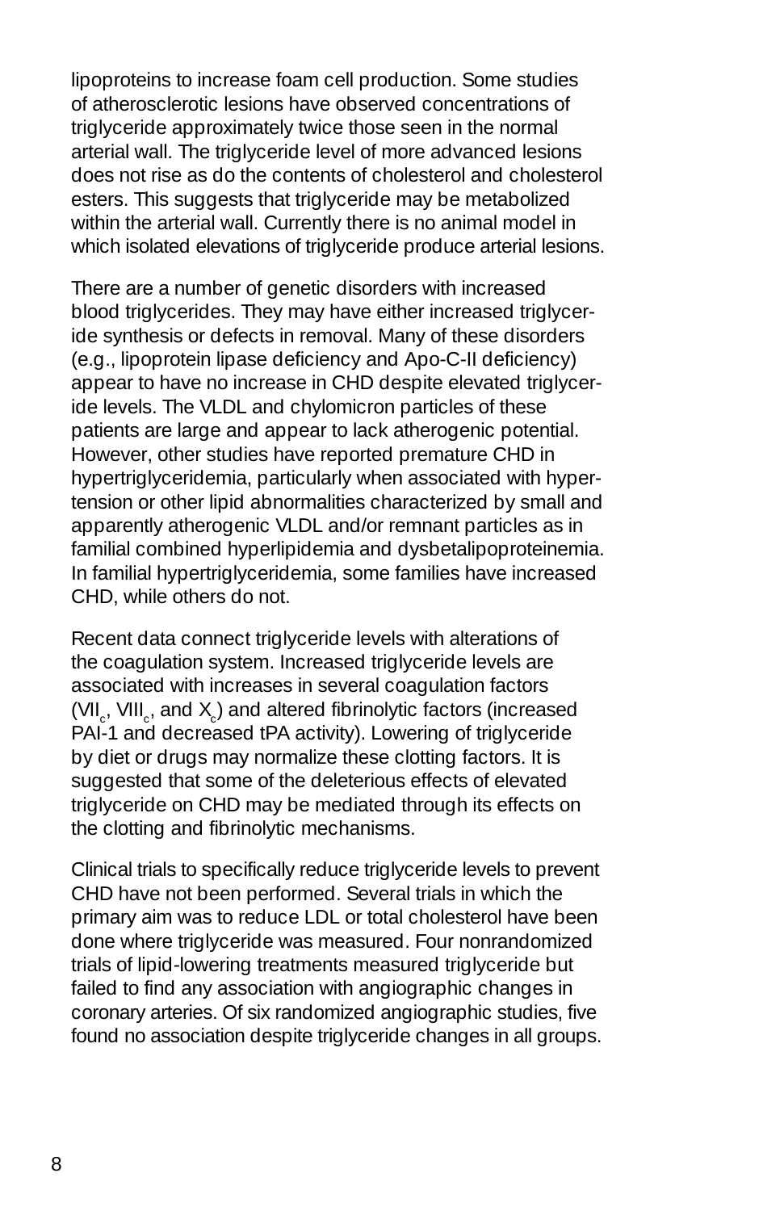lipoproteins to increase foam cell production. Some studies of atherosclerotic lesions have observed concentrations of triglyceride approximately twice those seen in the normal arterial wall. The triglyceride level of more advanced lesions does not rise as do the contents of cholesterol and cholesterol esters. This suggests that triglyceride may be metabolized within the arterial wall. Currently there is no animal model in which isolated elevations of triglyceride produce arterial lesions.

There are a number of genetic disorders with increased blood triglycerides. They may have either increased triglyceride synthesis or defects in removal. Many of these disorders (e.g., lipoprotein lipase deficiency and Apo-C-II deficiency) appear to have no increase in CHD despite elevated triglyceride levels. The VLDL and chylomicron particles of these patients are large and appear to lack atherogenic potential. However, other studies have reported premature CHD in hypertriglyceridemia, particularly when associated with hypertension or other lipid abnormalities characterized by small and apparently atherogenic VLDL and/or remnant particles as in familial combined hyperlipidemia and dysbetalipoproteinemia. In familial hypertriglyceridemia, some families have increased CHD, while others do not.

Recent data connect triglyceride levels with alterations of the coagulation system. Increased triglyceride levels are associated with increases in several coagulation factors ($VII_c$, $VIII_c$, and $X_c$) and altered fibrinolytic factors (increased PAI-1 and decreased tPA activity). Lowering of triglyceride by diet or drugs may normalize these clotting factors. It is suggested that some of the deleterious effects of elevated triglyceride on CHD may be mediated through its effects on the clotting and fibrinolytic mechanisms.

Clinical trials to specifically reduce triglyceride levels to prevent CHD have not been performed. Several trials in which the primary aim was to reduce LDL or total cholesterol have been done where triglyceride was measured. Four nonrandomized trials of lipid-lowering treatments measured triglyceride but failed to find any association with angiographic changes in coronary arteries. Of six randomized angiographic studies, five found no association despite triglyceride changes in all groups.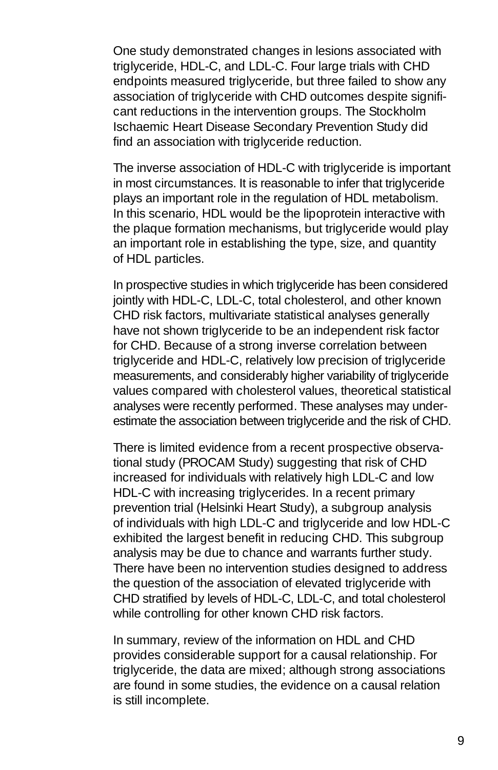One study demonstrated changes in lesions associated with triglyceride, HDL-C, and LDL-C. Four large trials with CHD endpoints measured triglyceride, but three failed to show any association of triglyceride with CHD outcomes despite significant reductions in the intervention groups. The Stockholm Ischaemic Heart Disease Secondary Prevention Study did find an association with triglyceride reduction.

The inverse association of HDL-C with triglyceride is important in most circumstances. It is reasonable to infer that triglyceride plays an important role in the regulation of HDL metabolism. In this scenario, HDL would be the lipoprotein interactive with the plaque formation mechanisms, but triglyceride would play an important role in establishing the type, size, and quantity of HDL particles.

In prospective studies in which triglyceride has been considered jointly with HDL-C, LDL-C, total cholesterol, and other known CHD risk factors, multivariate statistical analyses generally have not shown triglyceride to be an independent risk factor for CHD. Because of a strong inverse correlation between triglyceride and HDL-C, relatively low precision of triglyceride measurements, and considerably higher variability of triglyceride values compared with cholesterol values, theoretical statistical analyses were recently performed. These analyses may underestimate the association between triglyceride and the risk of CHD.

There is limited evidence from a recent prospective observational study (PROCAM Study) suggesting that risk of CHD increased for individuals with relatively high LDL-C and low HDL-C with increasing triglycerides. In a recent primary prevention trial (Helsinki Heart Study), a subgroup analysis of individuals with high LDL-C and triglyceride and low HDL-C exhibited the largest benefit in reducing CHD. This subgroup analysis may be due to chance and warrants further study. There have been no intervention studies designed to address the question of the association of elevated triglyceride with CHD stratified by levels of HDL-C, LDL-C, and total cholesterol while controlling for other known CHD risk factors.

In summary, review of the information on HDL and CHD provides considerable support for a causal relationship. For triglyceride, the data are mixed; although strong associations are found in some studies, the evidence on a causal relation is still incomplete.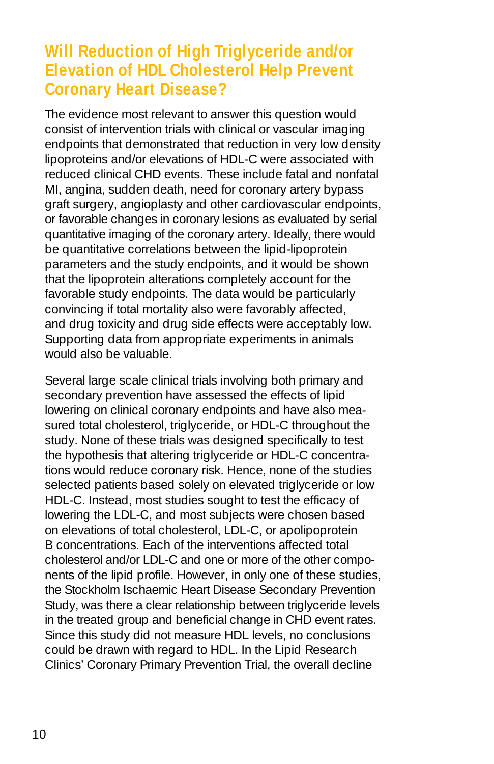## Will Reduction of High Triglyceride and/or Elevation of HDL Cholesterol Help Prevent Coronary Heart Disease?

The evidence most relevant to answer this question would consist of intervention trials with clinical or vascular imaging endpoints that demonstrated that reduction in very low density lipoproteins and/or elevations of HDL-C were associated with reduced clinical CHD events. These include fatal and nonfatal MI, angina, sudden death, need for coronary artery bypass graft surgery, angioplasty and other cardiovascular endpoints, or favorable changes in coronary lesions as evaluated by serial quantitative imaging of the coronary artery. Ideally, there would be quantitative correlations between the lipid-lipoprotein parameters and the study endpoints, and it would be shown that the lipoprotein alterations completely account for the favorable study endpoints. The data would be particularly convincing if total mortality also were favorably affected, and drug toxicity and drug side effects were acceptably low. Supporting data from appropriate experiments in animals would also be valuable.

Several large scale clinical trials involving both primary and secondary prevention have assessed the effects of lipid lowering on clinical coronary endpoints and have also measured total cholesterol, triglyceride, or HDL-C throughout the study. None of these trials was designed specifically to test the hypothesis that altering triglyceride or HDL-C concentrations would reduce coronary risk. Hence, none of the studies selected patients based solely on elevated triglyceride or low HDL-C. Instead, most studies sought to test the efficacy of lowering the LDL-C, and most subjects were chosen based on elevations of total cholesterol, LDL-C, or apolipoprotein B concentrations. Each of the interventions affected total cholesterol and/or LDL-C and one or more of the other components of the lipid profile. However, in only one of these studies, the Stockholm Ischaemic Heart Disease Secondary Prevention Study, was there a clear relationship between triglyceride levels in the treated group and beneficial change in CHD event rates. Since this study did not measure HDL levels, no conclusions could be drawn with regard to HDL. In the Lipid Research Clinics' Coronary Primary Prevention Trial, the overall decline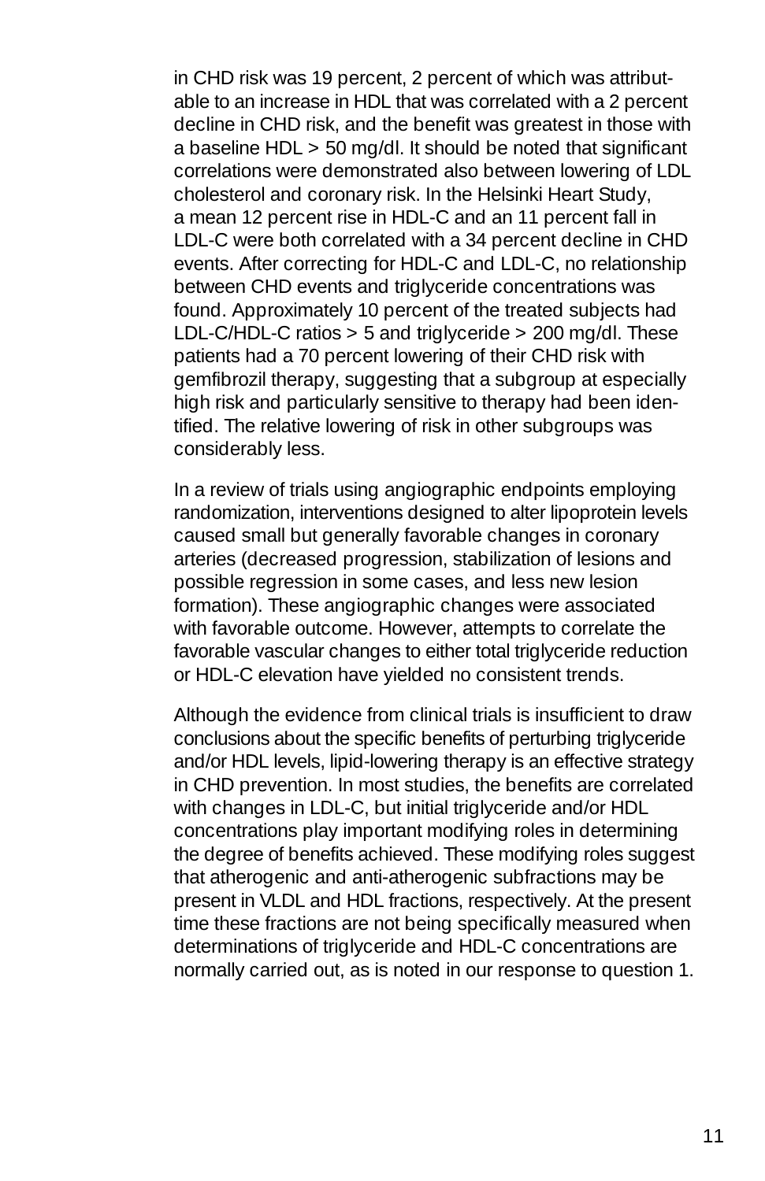in CHD risk was 19 percent, 2 percent of which was attributable to an increase in HDL that was correlated with a 2 percent decline in CHD risk, and the benefit was greatest in those with a baseline HDL > 50 mg/dl. It should be noted that significant correlations were demonstrated also between lowering of LDL cholesterol and coronary risk. In the Helsinki Heart Study, a mean 12 percent rise in HDL-C and an 11 percent fall in LDL-C were both correlated with a 34 percent decline in CHD events. After correcting for HDL-C and LDL-C, no relationship between CHD events and triglyceride concentrations was found. Approximately 10 percent of the treated subjects had LDL-C/HDL-C ratios > 5 and triglyceride > 200 mg/dl. These patients had a 70 percent lowering of their CHD risk with gemfibrozil therapy, suggesting that a subgroup at especially high risk and particularly sensitive to therapy had been identified. The relative lowering of risk in other subgroups was considerably less.

In a review of trials using angiographic endpoints employing randomization, interventions designed to alter lipoprotein levels caused small but generally favorable changes in coronary arteries (decreased progression, stabilization of lesions and possible regression in some cases, and less new lesion formation). These angiographic changes were associated with favorable outcome. However, attempts to correlate the favorable vascular changes to either total triglyceride reduction or HDL-C elevation have yielded no consistent trends.

Although the evidence from clinical trials is insufficient to draw conclusions about the specific benefits of perturbing triglyceride and/or HDL levels, lipid-lowering therapy is an effective strategy in CHD prevention. In most studies, the benefits are correlated with changes in LDL-C, but initial triglyceride and/or HDL concentrations play important modifying roles in determining the degree of benefits achieved. These modifying roles suggest that atherogenic and anti-atherogenic subfractions may be present in VLDL and HDL fractions, respectively. At the present time these fractions are not being specifically measured when determinations of triglyceride and HDL-C concentrations are normally carried out, as is noted in our response to question 1.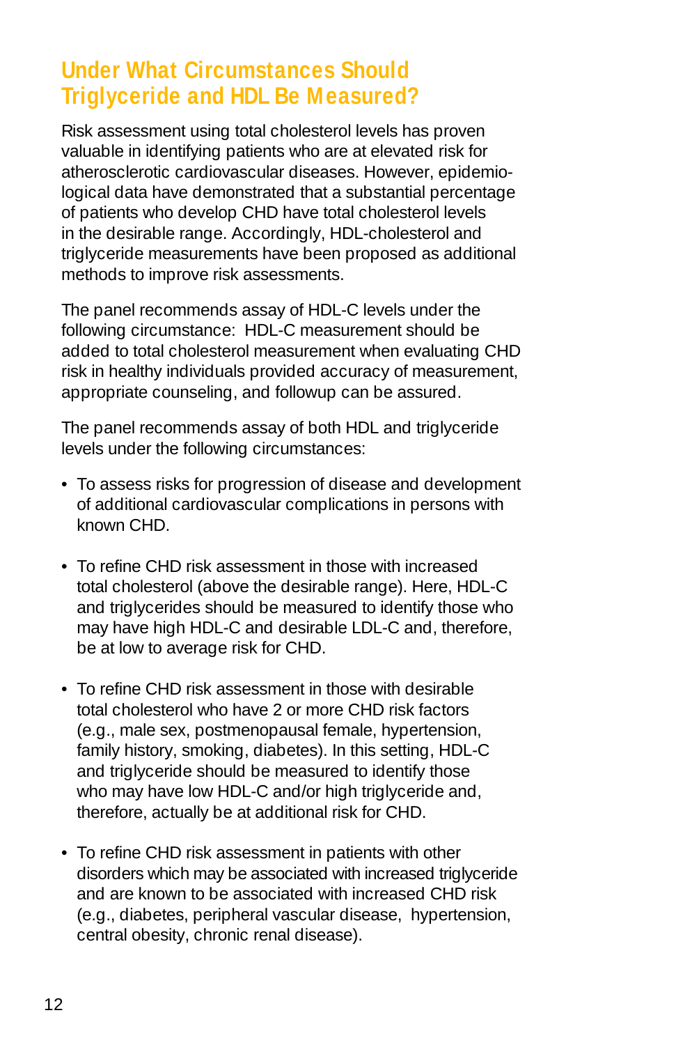## Under What Circumstances Should Triglyceride and HDL Be Measured?

Risk assessment using total cholesterol levels has proven valuable in identifying patients who are at elevated risk for atherosclerotic cardiovascular diseases. However, epidemiological data have demonstrated that a substantial percentage of patients who develop CHD have total cholesterol levels in the desirable range. Accordingly, HDL-cholesterol and triglyceride measurements have been proposed as additional methods to improve risk assessments.

The panel recommends assay of HDL-C levels under the following circumstance: HDL-C measurement should be added to total cholesterol measurement when evaluating CHD risk in healthy individuals provided accuracy of measurement, appropriate counseling, and followup can be assured.

The panel recommends assay of both HDL and triglyceride levels under the following circumstances:

- To assess risks for progression of disease and development of additional cardiovascular complications in persons with known CHD.

- To refine CHD risk assessment in those with increased total cholesterol (above the desirable range). Here, HDL-C and triglycerides should be measured to identify those who may have high HDL-C and desirable LDL-C and, therefore, be at low to average risk for CHD.

- To refine CHD risk assessment in those with desirable total cholesterol who have 2 or more CHD risk factors (e.g., male sex, postmenopausal female, hypertension, family history, smoking, diabetes). In this setting, HDL-C and triglyceride should be measured to identify those who may have low HDL-C and/or high triglyceride and, therefore, actually be at additional risk for CHD.

- To refine CHD risk assessment in patients with other disorders which may be associated with increased triglyceride and are known to be associated with increased CHD risk (e.g., diabetes, peripheral vascular disease, hypertension, central obesity, chronic renal disease).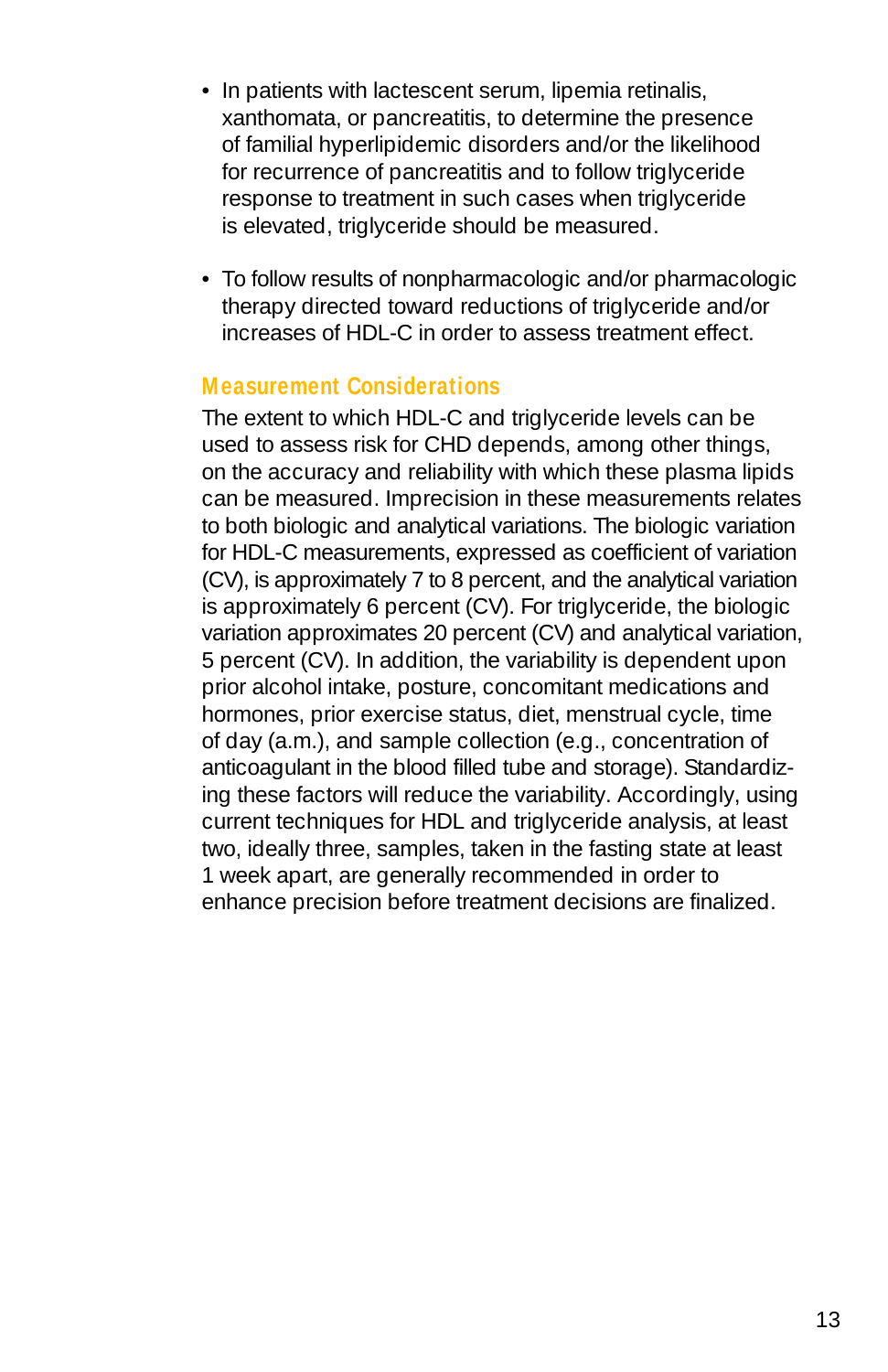- In patients with lactescent serum, lipemia retinalis, xanthomata, or pancreatitis, to determine the presence of familial hyperlipidemic disorders and/or the likelihood for recurrence of pancreatitis and to follow triglyceride response to treatment in such cases when triglyceride is elevated, triglyceride should be measured.

- To follow results of nonpharmacologic and/or pharmacologic therapy directed toward reductions of triglyceride and/or increases of HDL-C in order to assess treatment effect.

### Measurement Considerations

The extent to which HDL-C and triglyceride levels can be used to assess risk for CHD depends, among other things, on the accuracy and reliability with which these plasma lipids can be measured. Imprecision in these measurements relates to both biologic and analytical variations. The biologic variation for HDL-C measurements, expressed as coefficient of variation (CV), is approximately 7 to 8 percent, and the analytical variation is approximately 6 percent (CV). For triglyceride, the biologic variation approximates 20 percent (CV) and analytical variation, 5 percent (CV). In addition, the variability is dependent upon prior alcohol intake, posture, concomitant medications and hormones, prior exercise status, diet, menstrual cycle, time of day (a.m.), and sample collection (e.g., concentration of anticoagulant in the blood filled tube and storage). Standardizing these factors will reduce the variability. Accordingly, using current techniques for HDL and triglyceride analysis, at least two, ideally three, samples, taken in the fasting state at least 1 week apart, are generally recommended in order to enhance precision before treatment decisions are finalized.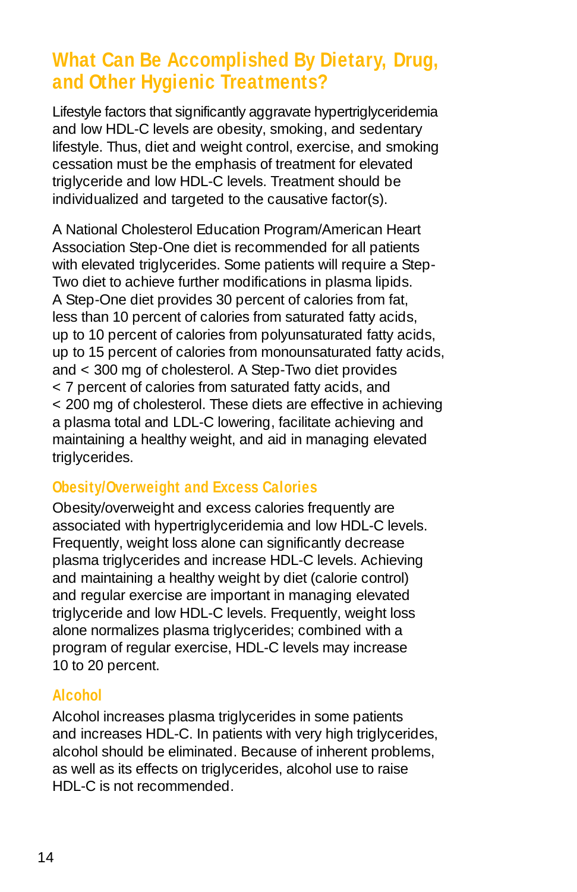## What Can Be Accomplished By Dietary, Drug, and Other Hygienic Treatments?

Lifestyle factors that significantly aggravate hypertriglyceridemia and low HDL-C levels are obesity, smoking, and sedentary lifestyle. Thus, diet and weight control, exercise, and smoking cessation must be the emphasis of treatment for elevated triglyceride and low HDL-C levels. Treatment should be individualized and targeted to the causative factor(s).

A National Cholesterol Education Program/American Heart Association Step-One diet is recommended for all patients with elevated triglycerides. Some patients will require a Step-Two diet to achieve further modifications in plasma lipids. A Step-One diet provides 30 percent of calories from fat, less than 10 percent of calories from saturated fatty acids, up to 10 percent of calories from polyunsaturated fatty acids, up to 15 percent of calories from monounsaturated fatty acids, and < 300 mg of cholesterol. A Step-Two diet provides < 7 percent of calories from saturated fatty acids, and < 200 mg of cholesterol. These diets are effective in achieving a plasma total and LDL-C lowering, facilitate achieving and maintaining a healthy weight, and aid in managing elevated triglycerides.

### Obesity/Overweight and Excess Calories

Obesity/overweight and excess calories frequently are associated with hypertriglyceridemia and low HDL-C levels. Frequently, weight loss alone can significantly decrease plasma triglycerides and increase HDL-C levels. Achieving and maintaining a healthy weight by diet (calorie control) and regular exercise are important in managing elevated triglyceride and low HDL-C levels. Frequently, weight loss alone normalizes plasma triglycerides; combined with a program of regular exercise, HDL-C levels may increase 10 to 20 percent.

### Alcohol

Alcohol increases plasma triglycerides in some patients and increases HDL-C. In patients with very high triglycerides, alcohol should be eliminated. Because of inherent problems, as well as its effects on triglycerides, alcohol use to raise HDL-C is not recommended.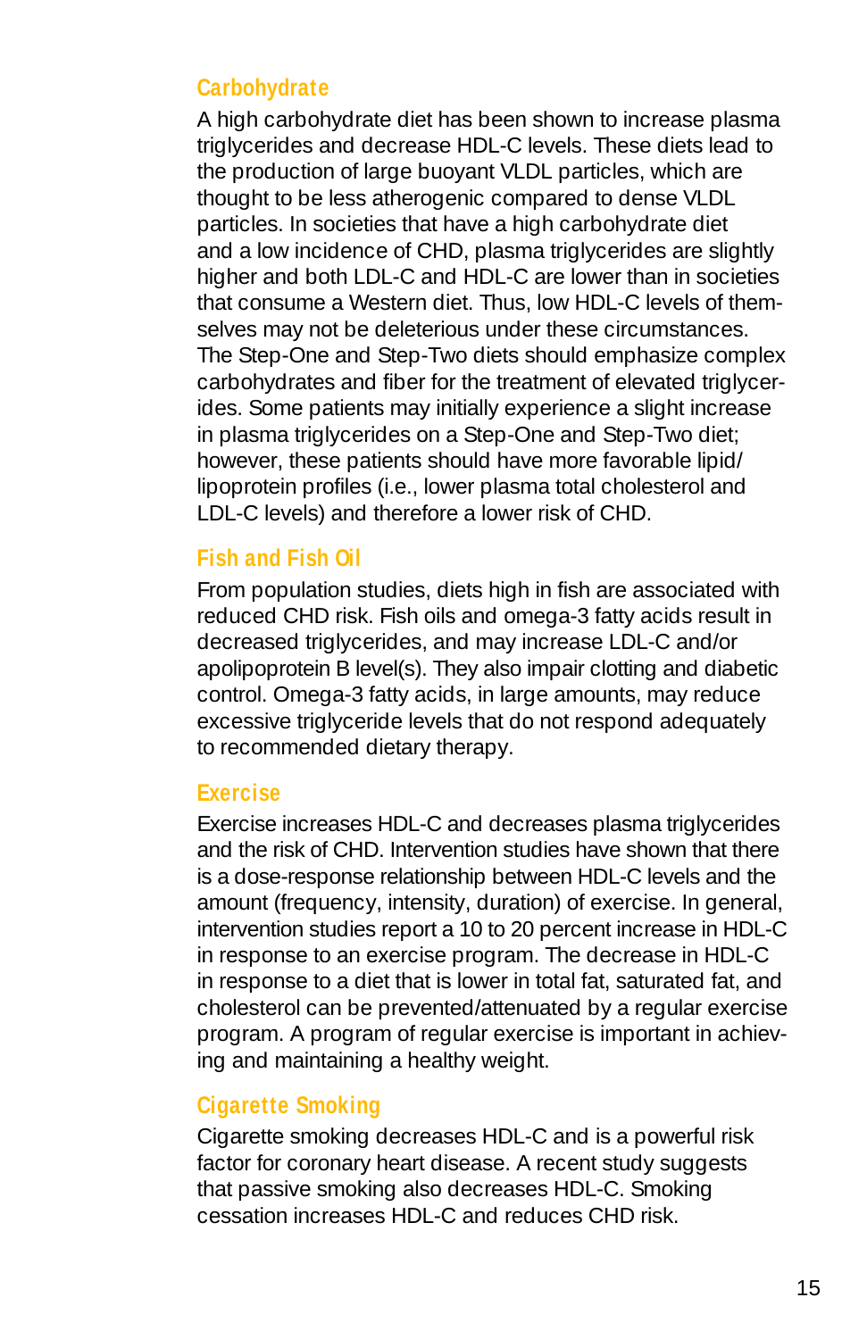## Carbohydrate

A high carbohydrate diet has been shown to increase plasma triglycerides and decrease HDL-C levels. These diets lead to the production of large buoyant VLDL particles, which are thought to be less atherogenic compared to dense VLDL particles. In societies that have a high carbohydrate diet and a low incidence of CHD, plasma triglycerides are slightly higher and both LDL-C and HDL-C are lower than in societies that consume a Western diet. Thus, low HDL-C levels of themselves may not be deleterious under these circumstances. The Step-One and Step-Two diets should emphasize complex carbohydrates and fiber for the treatment of elevated triglycerides. Some patients may initially experience a slight increase in plasma triglycerides on a Step-One and Step-Two diet; however, these patients should have more favorable lipid/lipoprotein profiles (i.e., lower plasma total cholesterol and LDL-C levels) and therefore a lower risk of CHD.

## Fish and Fish Oil

From population studies, diets high in fish are associated with reduced CHD risk. Fish oils and omega-3 fatty acids result in decreased triglycerides, and may increase LDL-C and/or apolipoprotein B level(s). They also impair clotting and diabetic control. Omega-3 fatty acids, in large amounts, may reduce excessive triglyceride levels that do not respond adequately to recommended dietary therapy.

## Exercise

Exercise increases HDL-C and decreases plasma triglycerides and the risk of CHD. Intervention studies have shown that there is a dose-response relationship between HDL-C levels and the amount (frequency, intensity, duration) of exercise. In general, intervention studies report a 10 to 20 percent increase in HDL-C in response to an exercise program. The decrease in HDL-C in response to a diet that is lower in total fat, saturated fat, and cholesterol can be prevented/attenuated by a regular exercise program. A program of regular exercise is important in achieving and maintaining a healthy weight.

## Cigarette Smoking

Cigarette smoking decreases HDL-C and is a powerful risk factor for coronary heart disease. A recent study suggests that passive smoking also decreases HDL-C. Smoking cessation increases HDL-C and reduces CHD risk.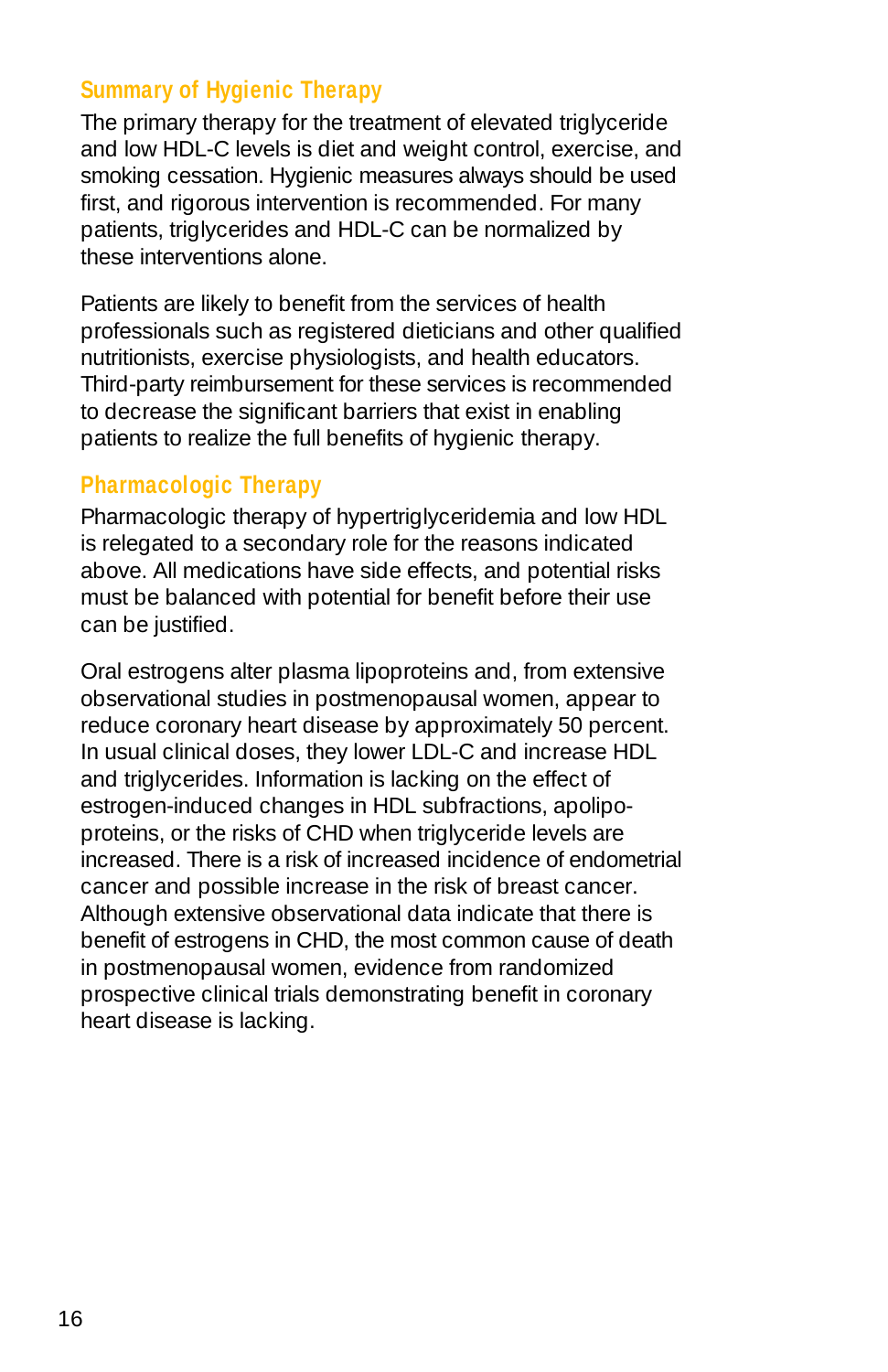### Summary of Hygienic Therapy

The primary therapy for the treatment of elevated triglyceride and low HDL-C levels is diet and weight control, exercise, and smoking cessation. Hygienic measures always should be used first, and rigorous intervention is recommended. For many patients, triglycerides and HDL-C can be normalized by these interventions alone.

Patients are likely to benefit from the services of health professionals such as registered dieticians and other qualified nutritionists, exercise physiologists, and health educators. Third-party reimbursement for these services is recommended to decrease the significant barriers that exist in enabling patients to realize the full benefits of hygienic therapy.

### Pharmacologic Therapy

Pharmacologic therapy of hypertriglyceridemia and low HDL is relegated to a secondary role for the reasons indicated above. All medications have side effects, and potential risks must be balanced with potential for benefit before their use can be justified.

Oral estrogens alter plasma lipoproteins and, from extensive observational studies in postmenopausal women, appear to reduce coronary heart disease by approximately 50 percent. In usual clinical doses, they lower LDL-C and increase HDL and triglycerides. Information is lacking on the effect of estrogen-induced changes in HDL subfractions, apolipoproteins, or the risks of CHD when triglyceride levels are increased. There is a risk of increased incidence of endometrial cancer and possible increase in the risk of breast cancer. Although extensive observational data indicate that there is benefit of estrogens in CHD, the most common cause of death in postmenopausal women, evidence from randomized prospective clinical trials demonstrating benefit in coronary heart disease is lacking.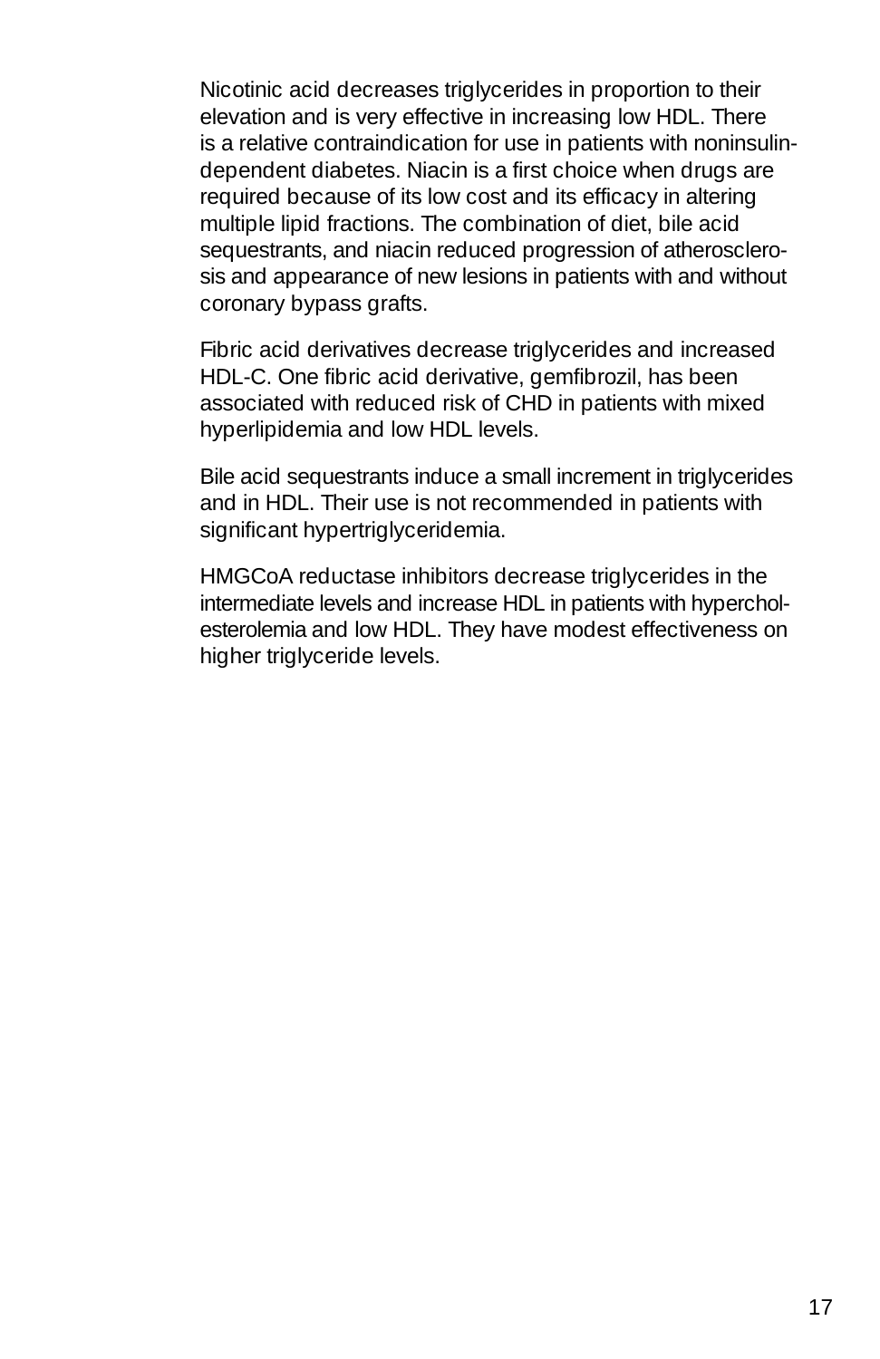Nicotinic acid decreases triglycerides in proportion to their elevation and is very effective in increasing low HDL. There is a relative contraindication for use in patients with noninsulin-dependent diabetes. Niacin is a first choice when drugs are required because of its low cost and its efficacy in altering multiple lipid fractions. The combination of diet, bile acid sequestrants, and niacin reduced progression of atherosclerosis and appearance of new lesions in patients with and without coronary bypass grafts.

Fibric acid derivatives decrease triglycerides and increased HDL-C. One fibric acid derivative, gemfibrozil, has been associated with reduced risk of CHD in patients with mixed hyperlipidemia and low HDL levels.

Bile acid sequestrants induce a small increment in triglycerides and in HDL. Their use is not recommended in patients with significant hypertriglyceridemia.

HMGCoA reductase inhibitors decrease triglycerides in the intermediate levels and increase HDL in patients with hypercholesterolemia and low HDL. They have modest effectiveness on higher triglyceride levels.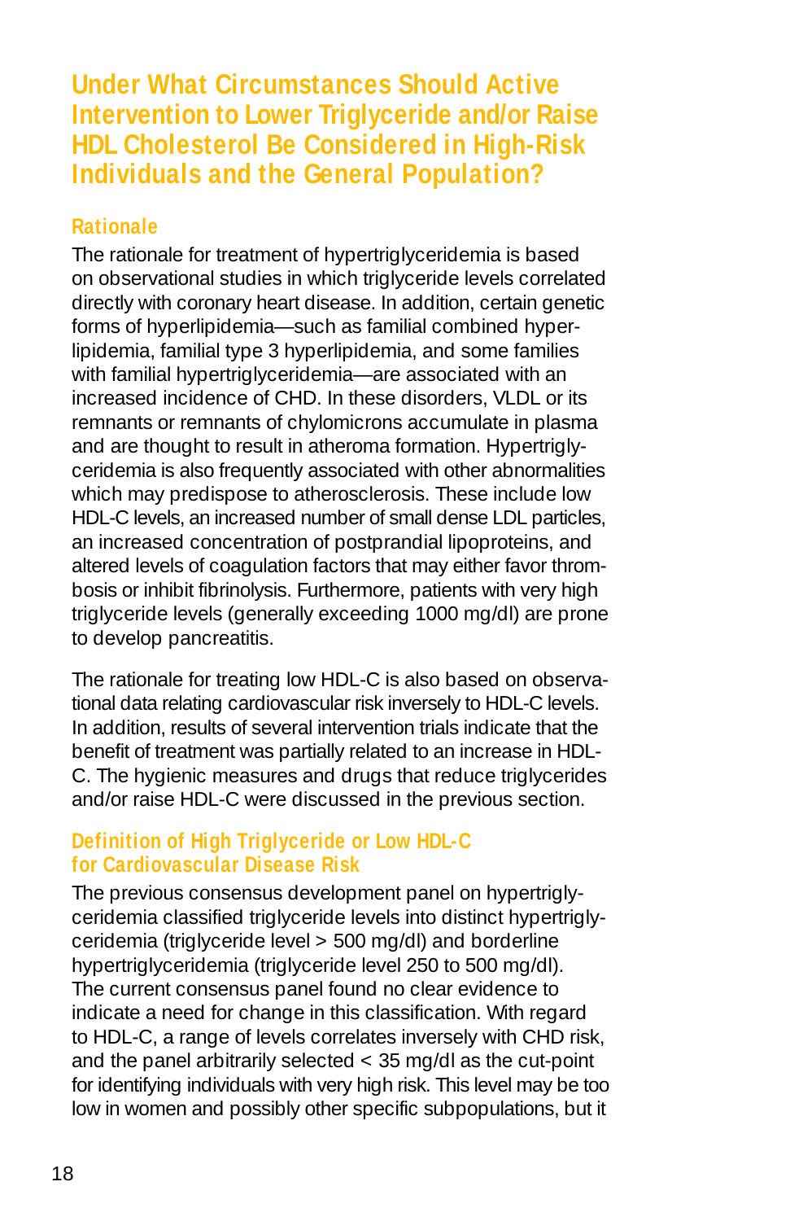## Under What Circumstances Should Active Intervention to Lower Triglyceride and/or Raise HDL Cholesterol Be Considered in High-Risk Individuals and the General Population?

### Rationale

The rationale for treatment of hypertriglyceridemia is based on observational studies in which triglyceride levels correlated directly with coronary heart disease. In addition, certain genetic forms of hyperlipidemia—such as familial combined hyperlipidemia, familial type 3 hyperlipidemia, and some families with familial hypertriglyceridemia—are associated with an increased incidence of CHD. In these disorders, VLDL or its remnants or remnants of chylomicrons accumulate in plasma and are thought to result in atheroma formation. Hypertriglyceridemia is also frequently associated with other abnormalities which may predispose to atherosclerosis. These include low HDL-C levels, an increased number of small dense LDL particles, an increased concentration of postprandial lipoproteins, and altered levels of coagulation factors that may either favor thrombosis or inhibit fibrinolysis. Furthermore, patients with very high triglyceride levels (generally exceeding 1000 mg/dl) are prone to develop pancreatitis.

The rationale for treating low HDL-C is also based on observational data relating cardiovascular risk inversely to HDL-C levels. In addition, results of several intervention trials indicate that the benefit of treatment was partially related to an increase in HDL-C. The hygienic measures and drugs that reduce triglycerides and/or raise HDL-C were discussed in the previous section.

### Definition of High Triglyceride or Low HDL-C for Cardiovascular Disease Risk

The previous consensus development panel on hypertriglyceridemia classified triglyceride levels into distinct hypertriglyceridemia (triglyceride level > 500 mg/dl) and borderline hypertriglyceridemia (triglyceride level 250 to 500 mg/dl). The current consensus panel found no clear evidence to indicate a need for change in this classification. With regard to HDL-C, a range of levels correlates inversely with CHD risk, and the panel arbitrarily selected < 35 mg/dl as the cut-point for identifying individuals with very high risk. This level may be too low in women and possibly other specific subpopulations, but it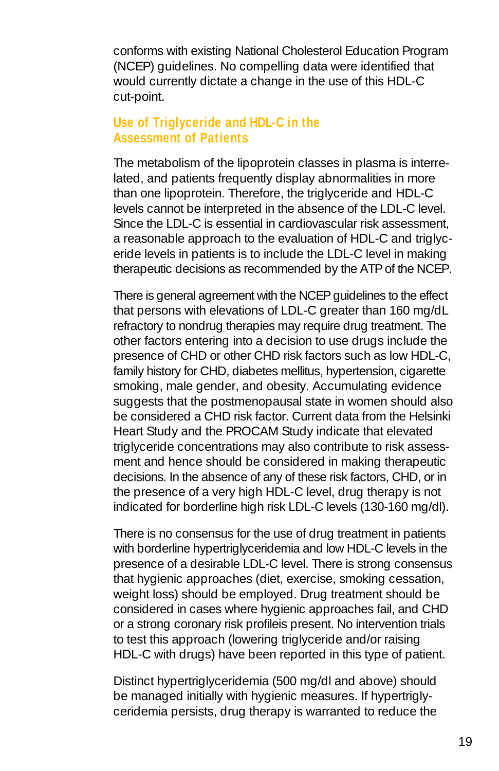conforms with existing National Cholesterol Education Program (NCEP) guidelines. No compelling data were identified that would currently dictate a change in the use of this HDL-C cut-point.

## Use of Triglyceride and HDL-C in the Assessment of Patients

The metabolism of the lipoprotein classes in plasma is interrelated, and patients frequently display abnormalities in more than one lipoprotein. Therefore, the triglyceride and HDL-C levels cannot be interpreted in the absence of the LDL-C level. Since the LDL-C is essential in cardiovascular risk assessment, a reasonable approach to the evaluation of HDL-C and triglyceride levels in patients is to include the LDL-C level in making therapeutic decisions as recommended by the ATP of the NCEP.

There is general agreement with the NCEP guidelines to the effect that persons with elevations of LDL-C greater than 160 mg/dL refractory to nondrug therapies may require drug treatment. The other factors entering into a decision to use drugs include the presence of CHD or other CHD risk factors such as low HDL-C, family history for CHD, diabetes mellitus, hypertension, cigarette smoking, male gender, and obesity. Accumulating evidence suggests that the postmenopausal state in women should also be considered a CHD risk factor. Current data from the Helsinki Heart Study and the PROCAM Study indicate that elevated triglyceride concentrations may also contribute to risk assessment and hence should be considered in making therapeutic decisions. In the absence of any of these risk factors, CHD, or in the presence of a very high HDL-C level, drug therapy is not indicated for borderline high risk LDL-C levels (130-160 mg/dl).

There is no consensus for the use of drug treatment in patients with borderline hypertriglyceridemia and low HDL-C levels in the presence of a desirable LDL-C level. There is strong consensus that hygienic approaches (diet, exercise, smoking cessation, weight loss) should be employed. Drug treatment should be considered in cases where hygienic approaches fail, and CHD or a strong coronary risk profileis present. No intervention trials to test this approach (lowering triglyceride and/or raising HDL-C with drugs) have been reported in this type of patient.

Distinct hypertriglyceridemia (500 mg/dl and above) should be managed initially with hygienic measures. If hypertriglyceridemia persists, drug therapy is warranted to reduce the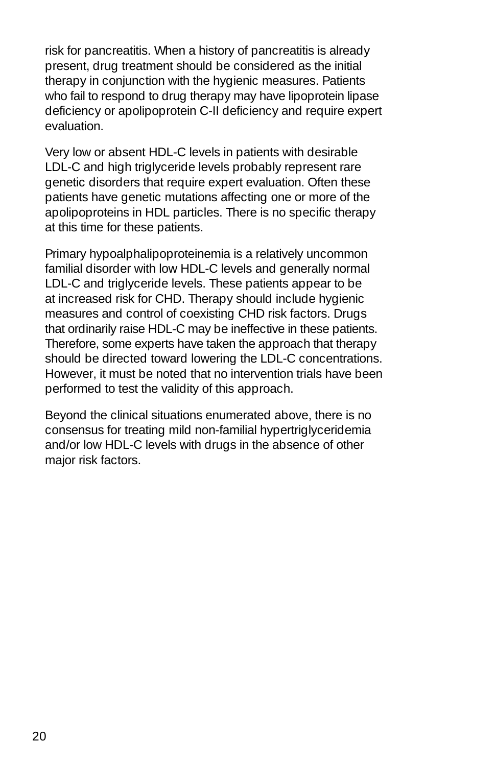risk for pancreatitis. When a history of pancreatitis is already present, drug treatment should be considered as the initial therapy in conjunction with the hygienic measures. Patients who fail to respond to drug therapy may have lipoprotein lipase deficiency or apolipoprotein C-II deficiency and require expert evaluation.

Very low or absent HDL-C levels in patients with desirable LDL-C and high triglyceride levels probably represent rare genetic disorders that require expert evaluation. Often these patients have genetic mutations affecting one or more of the apolipoproteins in HDL particles. There is no specific therapy at this time for these patients.

Primary hypoalphalipoproteinemia is a relatively uncommon familial disorder with low HDL-C levels and generally normal LDL-C and triglyceride levels. These patients appear to be at increased risk for CHD. Therapy should include hygienic measures and control of coexisting CHD risk factors. Drugs that ordinarily raise HDL-C may be ineffective in these patients. Therefore, some experts have taken the approach that therapy should be directed toward lowering the LDL-C concentrations. However, it must be noted that no intervention trials have been performed to test the validity of this approach.

Beyond the clinical situations enumerated above, there is no consensus for treating mild non-familial hypertriglyceridemia and/or low HDL-C levels with drugs in the absence of other major risk factors.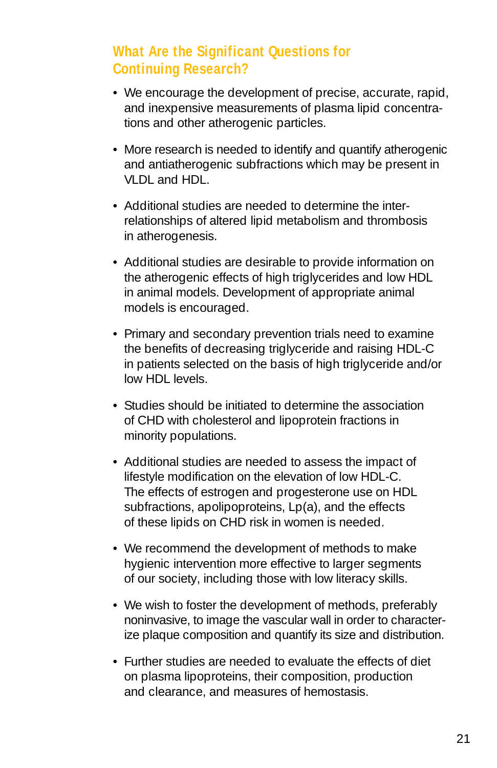## What Are the Significant Questions for Continuing Research?

- We encourage the development of precise, accurate, rapid, and inexpensive measurements of plasma lipid concentrations and other atherogenic particles.

- More research is needed to identify and quantify atherogenic and antiatherogenic subfractions which may be present in VLDL and HDL.

- Additional studies are needed to determine the interrelationships of altered lipid metabolism and thrombosis in atherogenesis.

- Additional studies are desirable to provide information on the atherogenic effects of high triglycerides and low HDL in animal models. Development of appropriate animal models is encouraged.

- Primary and secondary prevention trials need to examine the benefits of decreasing triglyceride and raising HDL-C in patients selected on the basis of high triglyceride and/or low HDL levels.

- Studies should be initiated to determine the association of CHD with cholesterol and lipoprotein fractions in minority populations.

- Additional studies are needed to assess the impact of lifestyle modification on the elevation of low HDL-C. The effects of estrogen and progesterone use on HDL subfractions, apolipoproteins, Lp(a), and the effects of these lipids on CHD risk in women is needed.

- We recommend the development of methods to make hygienic intervention more effective to larger segments of our society, including those with low literacy skills.

- We wish to foster the development of methods, preferably noninvasive, to image the vascular wall in order to characterize plaque composition and quantify its size and distribution.

- Further studies are needed to evaluate the effects of diet on plasma lipoproteins, their composition, production and clearance, and measures of hemostasis.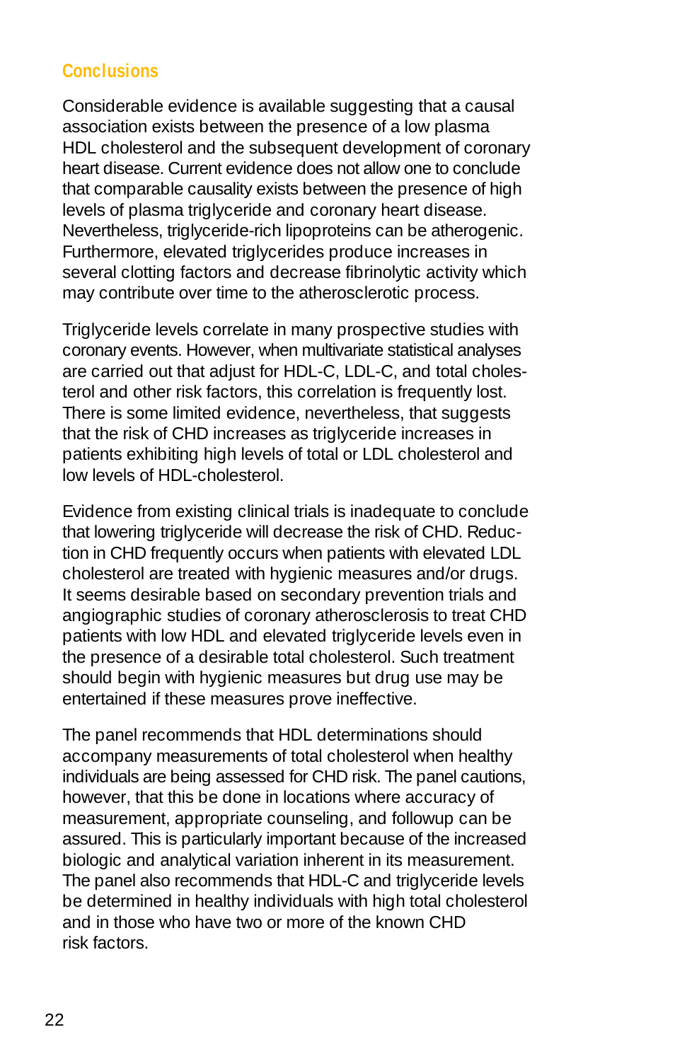## Conclusions

Considerable evidence is available suggesting that a causal association exists between the presence of a low plasma HDL cholesterol and the subsequent development of coronary heart disease. Current evidence does not allow one to conclude that comparable causality exists between the presence of high levels of plasma triglyceride and coronary heart disease. Nevertheless, triglyceride-rich lipoproteins can be atherogenic. Furthermore, elevated triglycerides produce increases in several clotting factors and decrease fibrinolytic activity which may contribute over time to the atherosclerotic process.

Triglyceride levels correlate in many prospective studies with coronary events. However, when multivariate statistical analyses are carried out that adjust for HDL-C, LDL-C, and total cholesterol and other risk factors, this correlation is frequently lost. There is some limited evidence, nevertheless, that suggests that the risk of CHD increases as triglyceride increases in patients exhibiting high levels of total or LDL cholesterol and low levels of HDL-cholesterol.

Evidence from existing clinical trials is inadequate to conclude that lowering triglyceride will decrease the risk of CHD. Reduction in CHD frequently occurs when patients with elevated LDL cholesterol are treated with hygienic measures and/or drugs. It seems desirable based on secondary prevention trials and angiographic studies of coronary atherosclerosis to treat CHD patients with low HDL and elevated triglyceride levels even in the presence of a desirable total cholesterol. Such treatment should begin with hygienic measures but drug use may be entertained if these measures prove ineffective.

The panel recommends that HDL determinations should accompany measurements of total cholesterol when healthy individuals are being assessed for CHD risk. The panel cautions, however, that this be done in locations where accuracy of measurement, appropriate counseling, and followup can be assured. This is particularly important because of the increased biologic and analytical variation inherent in its measurement. The panel also recommends that HDL-C and triglyceride levels be determined in healthy individuals with high total cholesterol and in those who have two or more of the known CHD risk factors.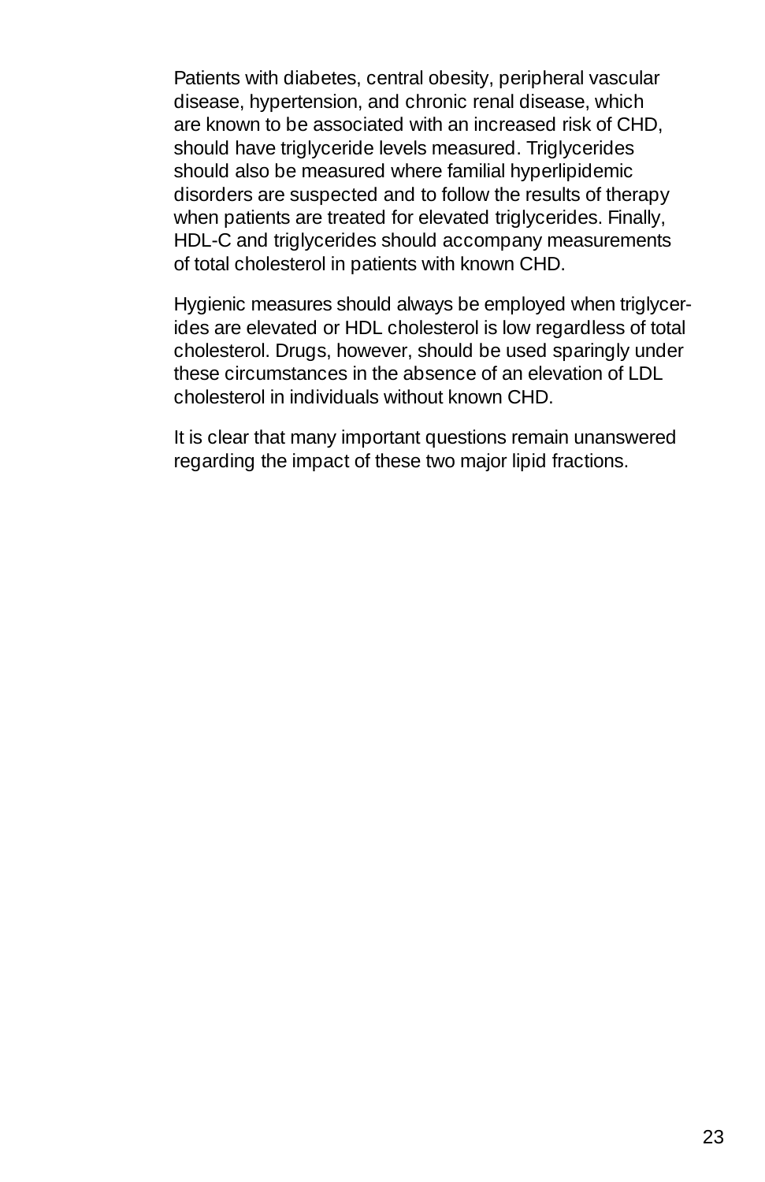Patients with diabetes, central obesity, peripheral vascular disease, hypertension, and chronic renal disease, which are known to be associated with an increased risk of CHD, should have triglyceride levels measured. Triglycerides should also be measured where familial hyperlipidemic disorders are suspected and to follow the results of therapy when patients are treated for elevated triglycerides. Finally, HDL-C and triglycerides should accompany measurements of total cholesterol in patients with known CHD.

Hygienic measures should always be employed when triglycerides are elevated or HDL cholesterol is low regardless of total cholesterol. Drugs, however, should be used sparingly under these circumstances in the absence of an elevation of LDL cholesterol in individuals without known CHD.

It is clear that many important questions remain unanswered regarding the impact of these two major lipid fractions.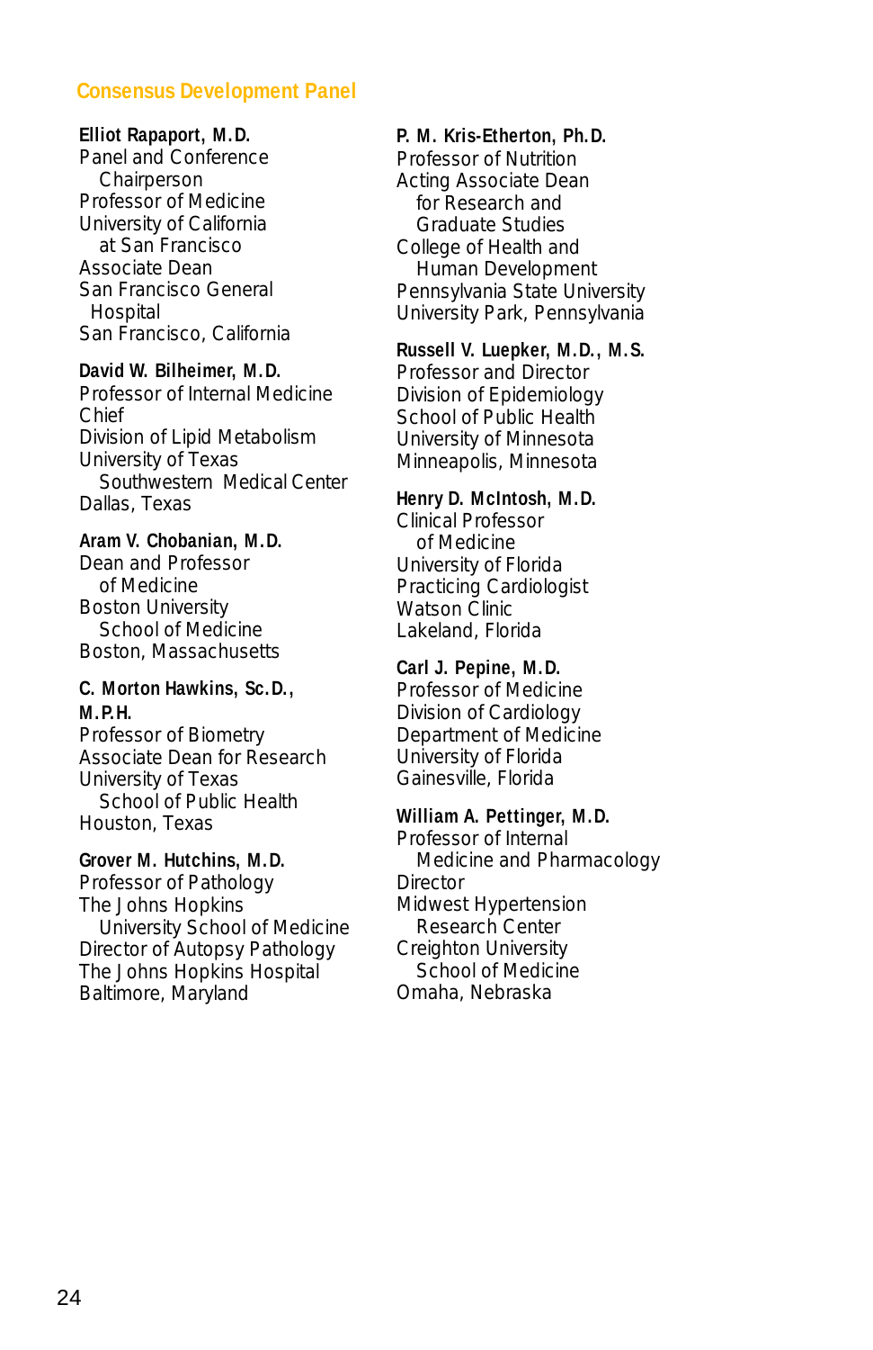## Consensus Development Panel

**Elliot Rapaport, M.D.**
Panel and Conference Chairperson
Professor of Medicine
University of California at San Francisco
Associate Dean
San Francisco General Hospital
San Francisco, California

**David W. Bilheimer, M.D.**
Professor of Internal Medicine
Chief
Division of Lipid Metabolism
University of Texas Southwestern Medical Center
Dallas, Texas

**Aram V. Chobanian, M.D.**
Dean and Professor of Medicine
Boston University School of Medicine
Boston, Massachusetts

**C. Morton Hawkins, Sc.D., M.P.H.**
Professor of Biometry
Associate Dean for Research
University of Texas School of Public Health
Houston, Texas

**Grover M. Hutchins, M.D.**
Professor of Pathology
The Johns Hopkins University School of Medicine
Director of Autopsy Pathology
The Johns Hopkins Hospital
Baltimore, Maryland

**P. M. Kris-Etherton, Ph.D.**
Professor of Nutrition
Acting Associate Dean for Research and Graduate Studies
College of Health and Human Development
Pennsylvania State University
University Park, Pennsylvania

**Russell V. Luepker, M.D., M.S.**
Professor and Director
Division of Epidemiology
School of Public Health
University of Minnesota
Minneapolis, Minnesota

**Henry D. McIntosh, M.D.**
Clinical Professor of Medicine
University of Florida
Practicing Cardiologist
Watson Clinic
Lakeland, Florida

**Carl J. Pepine, M.D.**
Professor of Medicine
Division of Cardiology
Department of Medicine
University of Florida
Gainesville, Florida

**William A. Pettinger, M.D.**
Professor of Internal Medicine and Pharmacology
Director
Midwest Hypertension Research Center
Creighton University School of Medicine
Omaha, Nebraska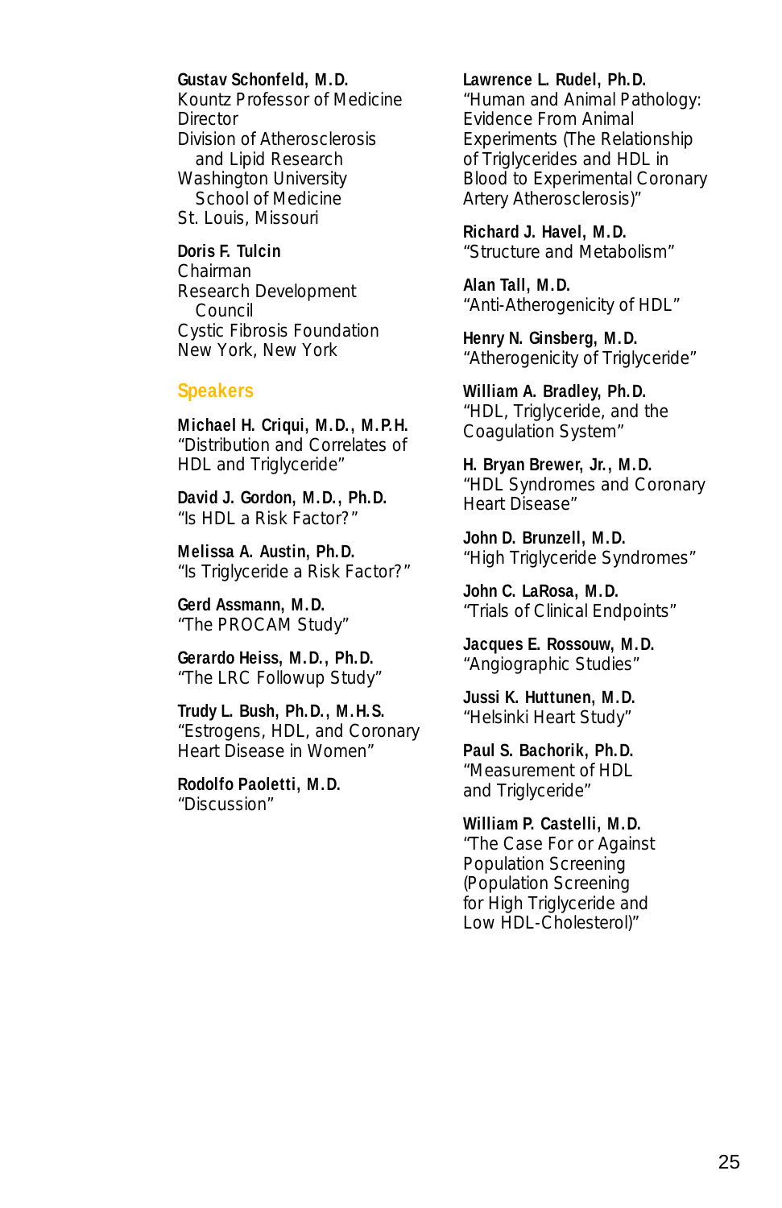**Gustav Schonfeld, M.D.**
Kountz Professor of Medicine
Director
Division of Atherosclerosis
and Lipid Research
Washington University
School of Medicine
St. Louis, Missouri

**Doris F. Tulcin**
Chairman
Research Development
Council
Cystic Fibrosis Foundation
New York, New York

## Speakers

**Michael H. Criqui, M.D., M.P.H.**
"Distribution and Correlates of HDL and Triglyceride"

**David J. Gordon, M.D., Ph.D.**
"Is HDL a Risk Factor?"

**Melissa A. Austin, Ph.D.**
"Is Triglyceride a Risk Factor?"

**Gerd Assmann, M.D.**
"The PROCAM Study"

**Gerardo Heiss, M.D., Ph.D.**
"The LRC Followup Study"

**Trudy L. Bush, Ph.D., M.H.S.**
"Estrogens, HDL, and Coronary Heart Disease in Women"

**Rodolfo Paoletti, M.D.**
"Discussion"

**Lawrence L. Rudel, Ph.D.**
"Human and Animal Pathology: Evidence From Animal Experiments (The Relationship of Triglycerides and HDL in Blood to Experimental Coronary Artery Atherosclerosis)"

**Richard J. Havel, M.D.**
"Structure and Metabolism"

**Alan Tall, M.D.**
"Anti-Atherogenicity of HDL"

**Henry N. Ginsberg, M.D.**
"Atherogenicity of Triglyceride"

**William A. Bradley, Ph.D.**
"HDL, Triglyceride, and the Coagulation System"

**H. Bryan Brewer, Jr., M.D.**
"HDL Syndromes and Coronary Heart Disease"

**John D. Brunzell, M.D.**
"High Triglyceride Syndromes"

**John C. LaRosa, M.D.**
"Trials of Clinical Endpoints"

**Jacques E. Rossouw, M.D.**
"Angiographic Studies"

**Jussi K. Huttunen, M.D.**
"Helsinki Heart Study"

**Paul S. Bachorik, Ph.D.**
"Measurement of HDL and Triglyceride"

**William P. Castelli, M.D.**
"The Case For or Against Population Screening (Population Screening for High Triglyceride and Low HDL-Cholesterol)"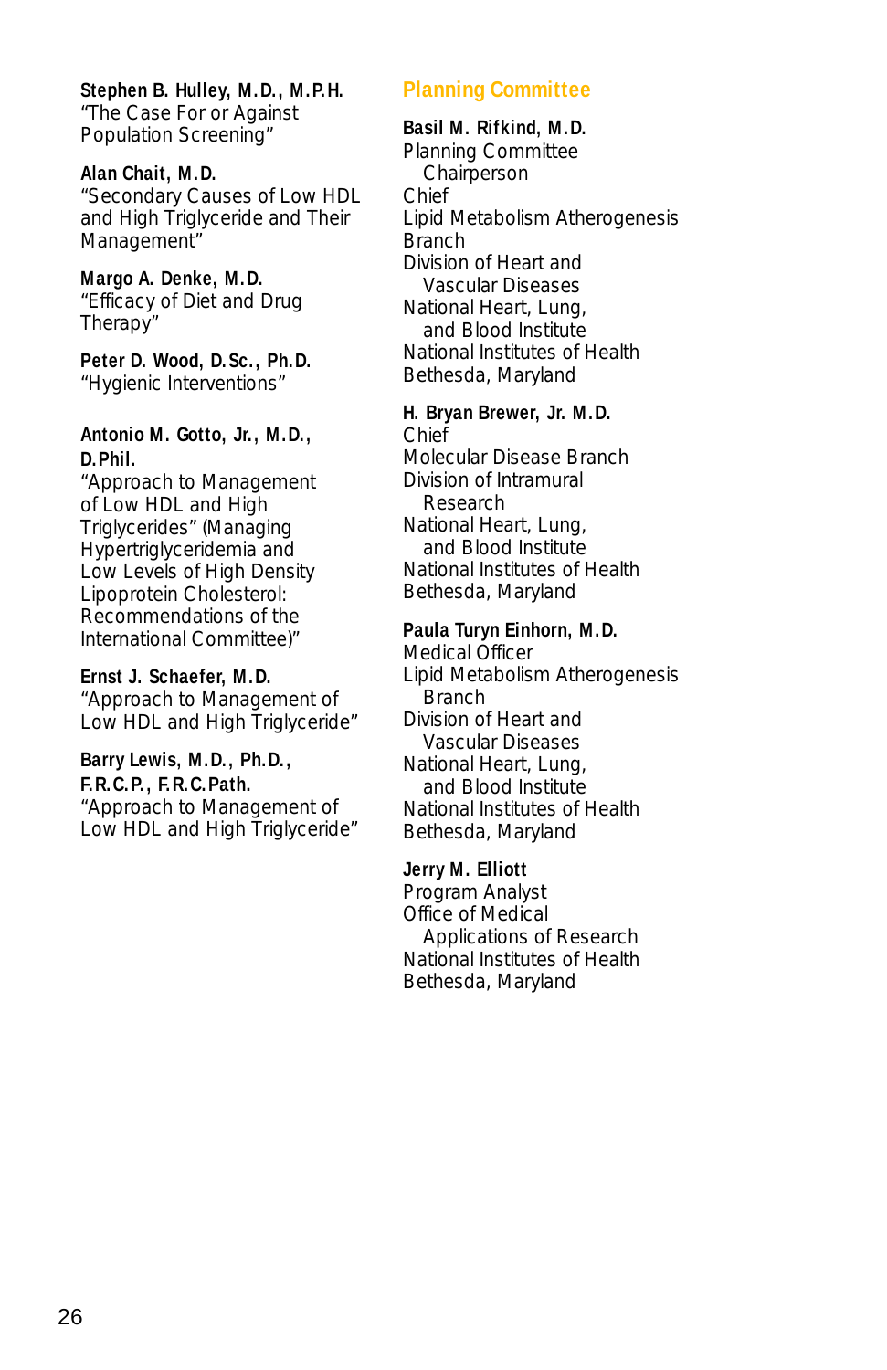**Stephen B. Hulley, M.D., M.P.H.**
"The Case For or Against Population Screening"

**Alan Chait, M.D.**
"Secondary Causes of Low HDL and High Triglyceride and Their Management"

**Margo A. Denke, M.D.**
"Efficacy of Diet and Drug Therapy"

**Peter D. Wood, D.Sc., Ph.D.**
"Hygienic Interventions"

**Antonio M. Gotto, Jr., M.D., D.Phil.**
"Approach to Management of Low HDL and High Triglycerides" (Managing Hypertriglyceridemia and Low Levels of High Density Lipoprotein Cholesterol: Recommendations of the International Committee)"

**Ernst J. Schaefer, M.D.**
"Approach to Management of Low HDL and High Triglyceride"

**Barry Lewis, M.D., Ph.D., F.R.C.P., F.R.C.Path.**
"Approach to Management of Low HDL and High Triglyceride"

## Planning Committee

**Basil M. Rifkind, M.D.**
Planning Committee Chairperson
Chief
Lipid Metabolism Atherogenesis Branch
Division of Heart and Vascular Diseases
National Heart, Lung, and Blood Institute
National Institutes of Health
Bethesda, Maryland

**H. Bryan Brewer, Jr. M.D.**
Chief
Molecular Disease Branch
Division of Intramural Research
National Heart, Lung, and Blood Institute
National Institutes of Health
Bethesda, Maryland

**Paula Turyn Einhorn, M.D.**
Medical Officer
Lipid Metabolism Atherogenesis Branch
Division of Heart and Vascular Diseases
National Heart, Lung, and Blood Institute
National Institutes of Health
Bethesda, Maryland

**Jerry M. Elliott**
Program Analyst
Office of Medical Applications of Research
National Institutes of Health
Bethesda, Maryland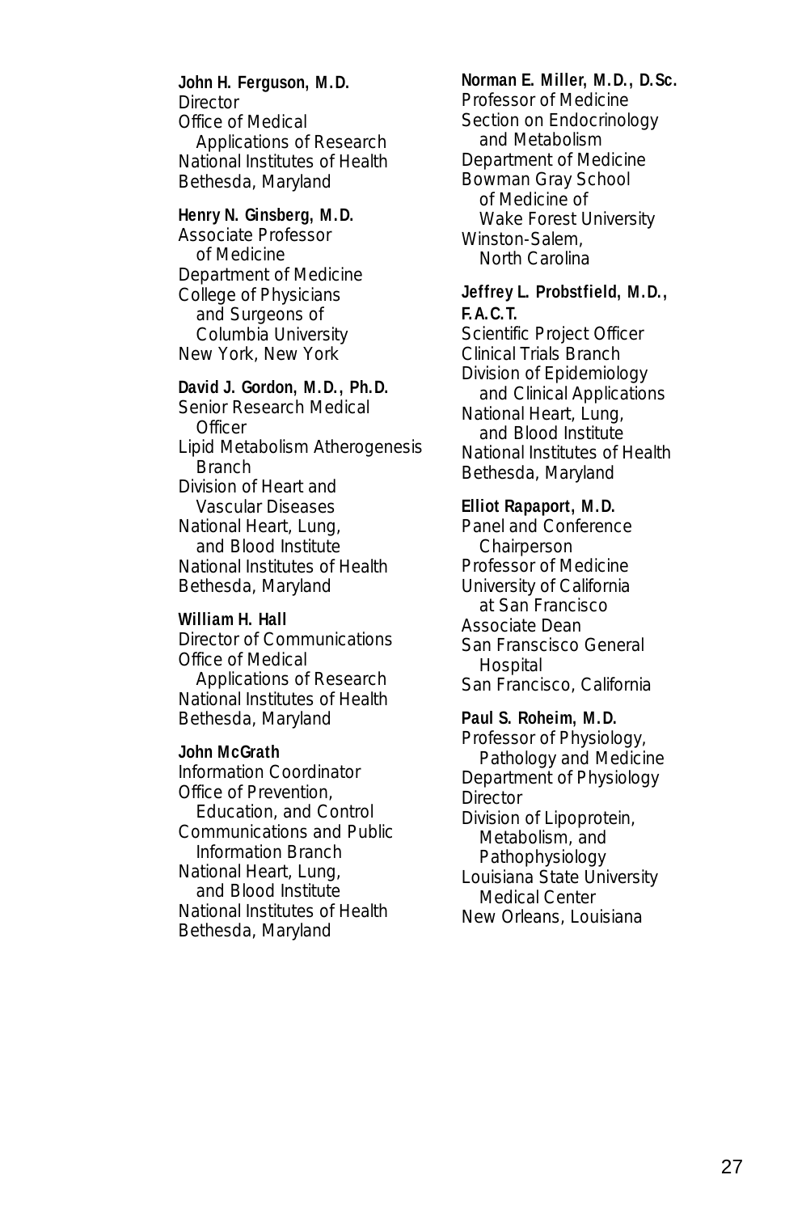**John H. Ferguson, M.D.**
Director
Office of Medical
Applications of Research
National Institutes of Health
Bethesda, Maryland

**Henry N. Ginsberg, M.D.**
Associate Professor
of Medicine
Department of Medicine
College of Physicians
and Surgeons of
Columbia University
New York, New York

**David J. Gordon, M.D., Ph.D.**
Senior Research Medical
Officer
Lipid Metabolism Atherogenesis
Branch
Division of Heart and
Vascular Diseases
National Heart, Lung,
and Blood Institute
National Institutes of Health
Bethesda, Maryland

**William H. Hall**
Director of Communications
Office of Medical
Applications of Research
National Institutes of Health
Bethesda, Maryland

**John McGrath**
Information Coordinator
Office of Prevention,
Education, and Control
Communications and Public
Information Branch
National Heart, Lung,
and Blood Institute
National Institutes of Health
Bethesda, Maryland

**Norman E. Miller, M.D., D.Sc.**
Professor of Medicine
Section on Endocrinology
and Metabolism
Department of Medicine
Bowman Gray School
of Medicine of
Wake Forest University
Winston-Salem,
North Carolina

**Jeffrey L. Probstfield, M.D., F.A.C.T.**
Scientific Project Officer
Clinical Trials Branch
Division of Epidemiology
and Clinical Applications
National Heart, Lung,
and Blood Institute
National Institutes of Health
Bethesda, Maryland

**Elliot Rapaport, M.D.**
Panel and Conference
Chairperson
Professor of Medicine
University of California
at San Francisco
Associate Dean
San Franscisco General
Hospital
San Francisco, California

**Paul S. Roheim, M.D.**
Professor of Physiology,
Pathology and Medicine
Department of Physiology
Director
Division of Lipoprotein,
Metabolism, and
Pathophysiology
Louisiana State University
Medical Center
New Orleans, Louisiana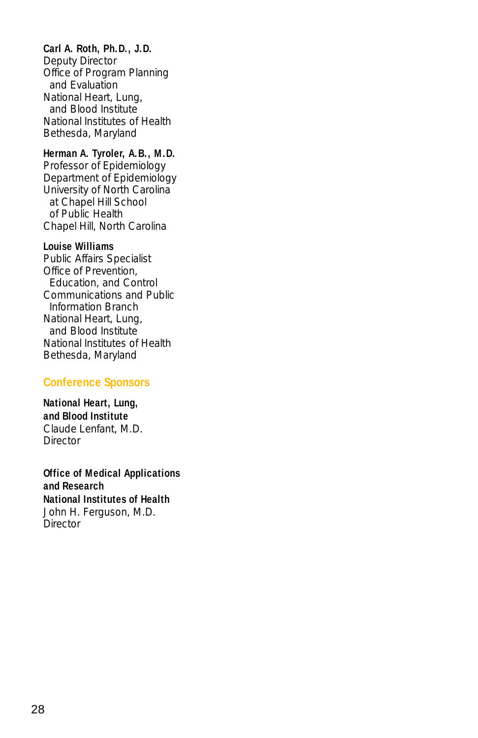**Carl A. Roth, Ph.D., J.D.**
Deputy Director
Office of Program Planning
 and Evaluation
National Heart, Lung,
 and Blood Institute
National Institutes of Health
Bethesda, Maryland

**Herman A. Tyroler, A.B., M.D.**
Professor of Epidemiology
Department of Epidemiology
University of North Carolina
 at Chapel Hill School
 of Public Health
Chapel Hill, North Carolina

**Louise Williams**
Public Affairs Specialist
Office of Prevention,
 Education, and Control
Communications and Public
 Information Branch
National Heart, Lung,
 and Blood Institute
National Institutes of Health
Bethesda, Maryland

## Conference Sponsors

**National Heart, Lung,**
**and Blood Institute**
Claude Lenfant, M.D.
Director

**Office of Medical Applications**
**and Research**
**National Institutes of Health**
John H. Ferguson, M.D.
Director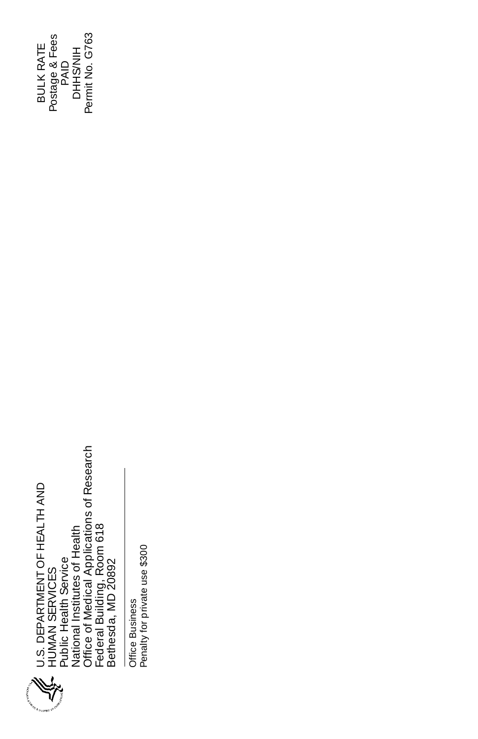U.S. DEPARTMENT OF HEALTH AND HUMAN SERVICES
Public Health Service
National Institutes of Health
Office of Medical Applications of Research
Federal Building, Room 618
Bethesda, MD 20892

Office Business
Penalty for private use $300

BULK RATE
Postage & Fees
PAID
DHHS/NIH
Permit No. G763